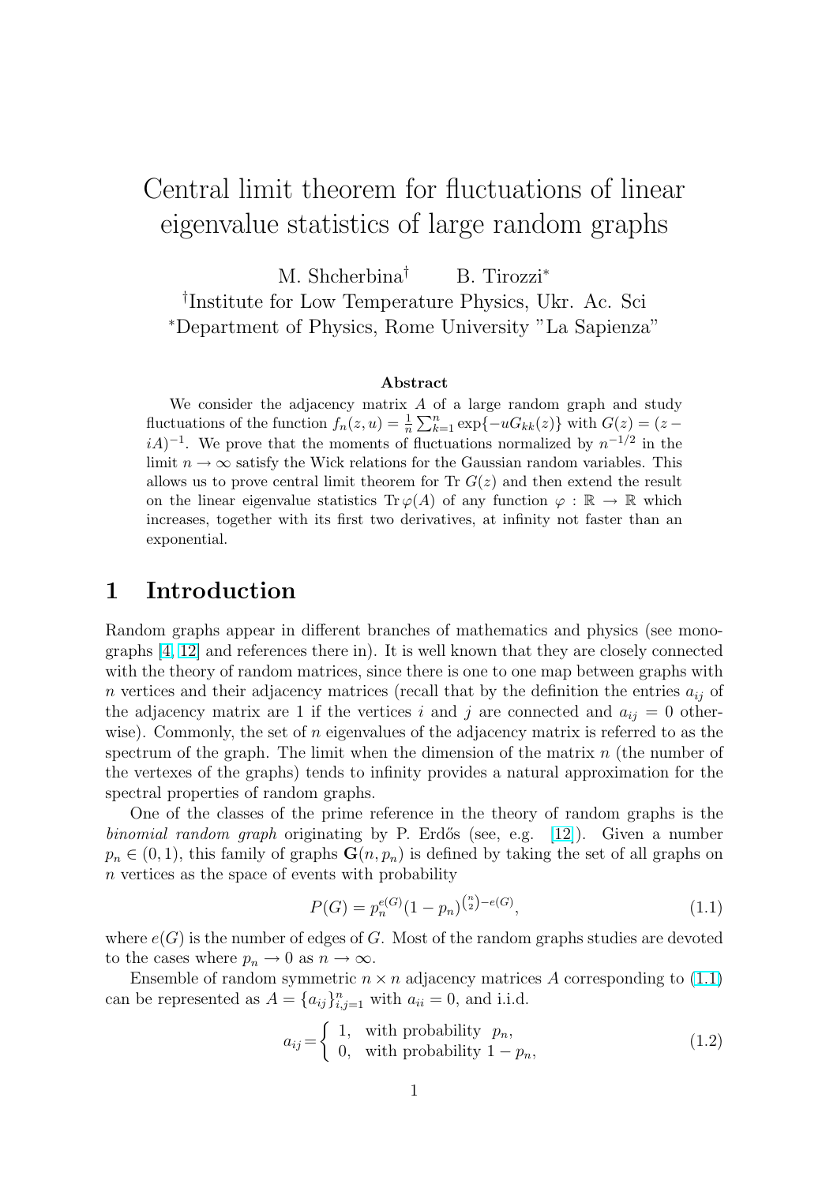# Central limit theorem for fluctuations of linear eigenvalue statistics of large random graphs

M. Shcherbina[†] B. Tirozzi[*]

[†]Institute for Low Temperature Physics, Ukr. Ac. Sci

[*]Department of Physics, Rome University "La Sapienza"

**Abstract**

We consider the adjacency matrix $A$ of a large random graph and study fluctuations of the function $f_n(z,u) = \frac{1}{n}\sum_{k=1}^{n}\exp\{-uG_{kk}(z)\}$ with $G(z) = (z - iA)^{-1}$. We prove that the moments of fluctuations normalized by $n^{-1/2}$ in the limit $n \to \infty$ satisfy the Wick relations for the Gaussian random variables. This allows us to prove central limit theorem for Tr $G(z)$ and then extend the result on the linear eigenvalue statistics $\mathrm{Tr}\,\varphi(A)$ of any function $\varphi : \mathbb{R} \to \mathbb{R}$ which increases, together with its first two derivatives, at infinity not faster than an exponential.

## 1 Introduction

Random graphs appear in different branches of mathematics and physics (see monographs [4, 12] and references there in). It is well known that they are closely connected with the theory of random matrices, since there is one to one map between graphs with $n$ vertices and their adjacency matrices (recall that by the definition the entries $a_{ij}$ of the adjacency matrix are 1 if the vertices $i$ and $j$ are connected and $a_{ij} = 0$ otherwise). Commonly, the set of $n$ eigenvalues of the adjacency matrix is referred to as the spectrum of the graph. The limit when the dimension of the matrix $n$ (the number of the vertexes of the graphs) tends to infinity provides a natural approximation for the spectral properties of random graphs.

One of the classes of the prime reference in the theory of random graphs is the *binomial random graph* originating by P. Erdős (see, e.g. [12]). Given a number $p_n \in (0,1)$, this family of graphs $\mathbf{G}(n, p_n)$ is defined by taking the set of all graphs on $n$ vertices as the space of events with probability

$$P(G) = p_n^{e(G)}(1-p_n)^{\binom{n}{2}-e(G)}, \tag{1.1}$$

where $e(G)$ is the number of edges of $G$. Most of the random graphs studies are devoted to the cases where $p_n \to 0$ as $n \to \infty$.

Ensemble of random symmetric $n \times n$ adjacency matrices $A$ corresponding to (1.1) can be represented as $A = \{a_{ij}\}_{i,j=1}^{n}$ with $a_{ii} = 0$, and i.i.d.

$$a_{ij} = \begin{cases} 1, & \text{with probability } \ p_n, \\ 0, & \text{with probability } 1-p_n, \end{cases} \tag{1.2}$$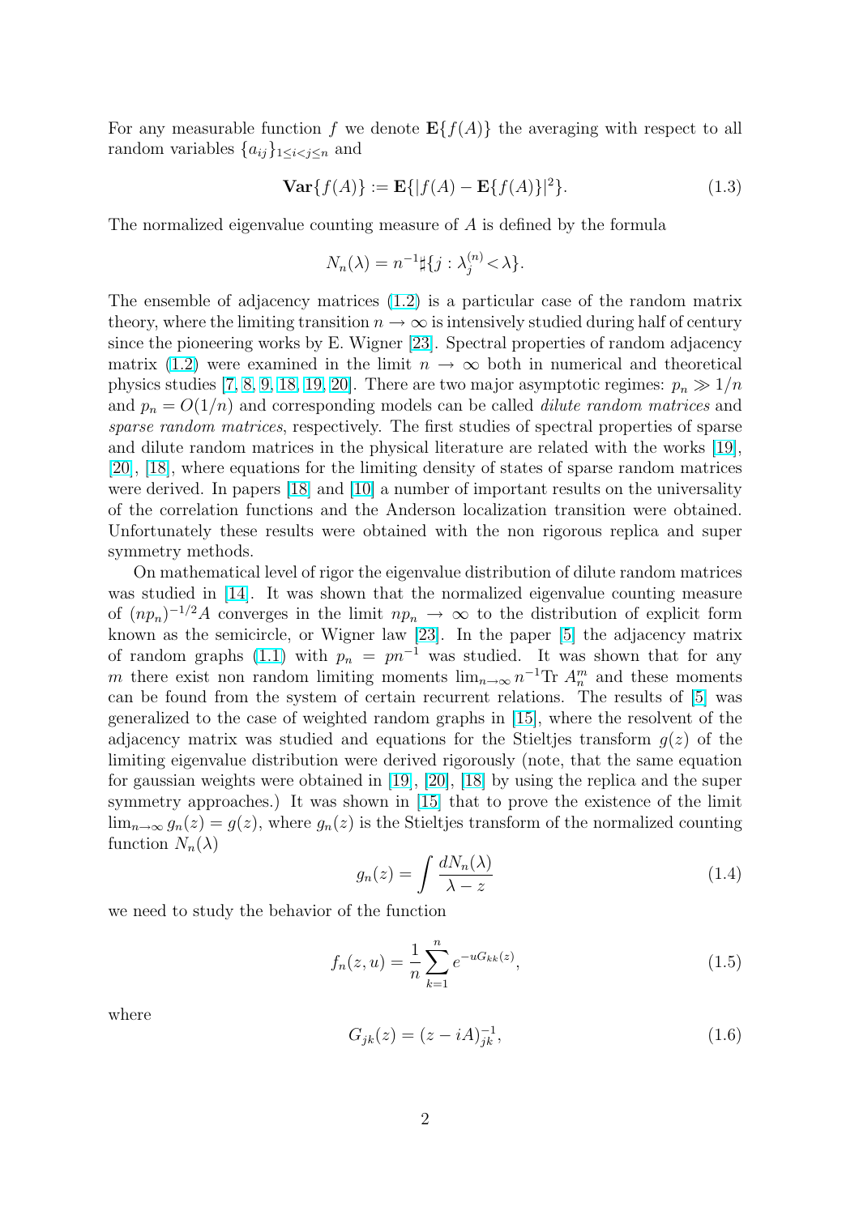For any measurable function $f$ we denote $\mathbf{E}\{f(A)\}$ the averaging with respect to all random variables $\{a_{ij}\}_{1\le i<j\le n}$ and

$$\mathbf{Var}\{f(A)\} := \mathbf{E}\{|f(A) - \mathbf{E}\{f(A)\}|^2\}. \tag{1.3}$$

The normalized eigenvalue counting measure of $A$ is defined by the formula

$$N_n(\lambda) = n^{-1}\sharp\{j : \lambda_j^{(n)} < \lambda\}.$$

The ensemble of adjacency matrices (1.2) is a particular case of the random matrix theory, where the limiting transition $n\to\infty$ is intensively studied during half of century since the pioneering works by E. Wigner [23]. Spectral properties of random adjacency matrix (1.2) were examined in the limit $n\to\infty$ both in numerical and theoretical physics studies [7, 8, 9, 18, 19, 20]. There are two major asymptotic regimes: $p_n \gg 1/n$ and $p_n = O(1/n)$ and corresponding models can be called *dilute random matrices* and *sparse random matrices*, respectively. The first studies of spectral properties of sparse and dilute random matrices in the physical literature are related with the works [19], [20], [18], where equations for the limiting density of states of sparse random matrices were derived. In papers [18] and [10] a number of important results on the universality of the correlation functions and the Anderson localization transition were obtained. Unfortunately these results were obtained with the non rigorous replica and super symmetry methods.

On mathematical level of rigor the eigenvalue distribution of dilute random matrices was studied in [14]. It was shown that the normalized eigenvalue counting measure of $(np_n)^{-1/2}A$ converges in the limit $np_n\to\infty$ to the distribution of explicit form known as the semicircle, or Wigner law [23]. In the paper [5] the adjacency matrix of random graphs (1.1) with $p_n = pn^{-1}$ was studied. It was shown that for any $m$ there exist non random limiting moments $\lim_{n\to\infty} n^{-1}\mathrm{Tr}\, A_n^m$ and these moments can be found from the system of certain recurrent relations. The results of [5] was generalized to the case of weighted random graphs in [15], where the resolvent of the adjacency matrix was studied and equations for the Stieltjes transform $g(z)$ of the limiting eigenvalue distribution were derived rigorously (note, that the same equation for gaussian weights were obtained in [19], [20], [18] by using the replica and the super symmetry approaches.) It was shown in [15] that to prove the existence of the limit $\lim_{n\to\infty} g_n(z) = g(z)$, where $g_n(z)$ is the Stieltjes transform of the normalized counting function $N_n(\lambda)$

$$g_n(z) = \int \frac{dN_n(\lambda)}{\lambda - z} \tag{1.4}$$

we need to study the behavior of the function

$$f_n(z,u) = \frac{1}{n}\sum_{k=1}^{n} e^{-uG_{kk}(z)}, \tag{1.5}$$

where

$$G_{jk}(z) = (z - iA)^{-1}_{jk}, \tag{1.6}$$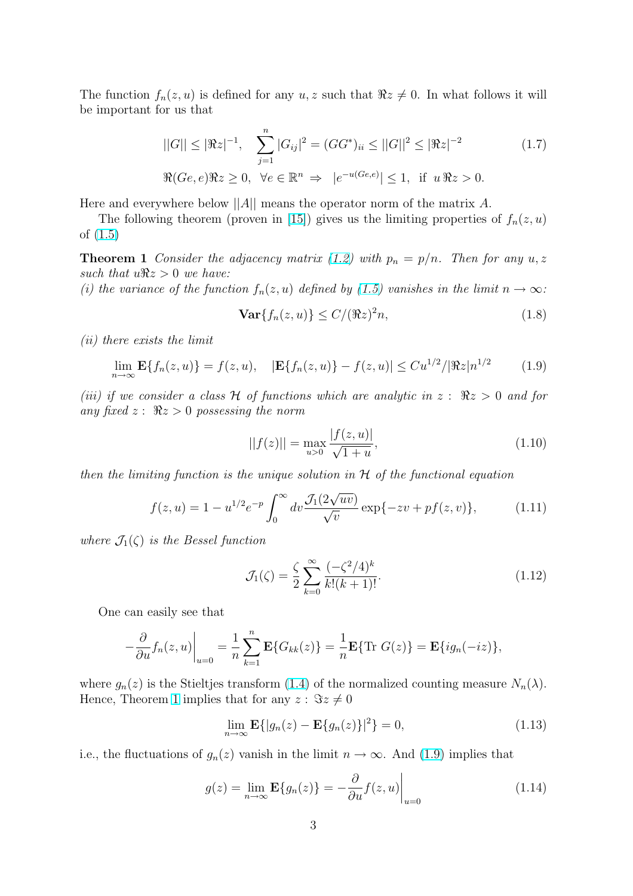The function $f_n(z,u)$ is defined for any $u, z$ such that $\Re z \neq 0$. In what follows it will be important for us that

$$||G|| \le |\Re z|^{-1}, \quad \sum_{j=1}^{n} |G_{ij}|^2 = (GG^*)_{ii} \le ||G||^2 \le |\Re z|^{-2} \tag{1.7}$$

$$\Re(Ge,e)\Re z \ge 0, \ \ \forall e \in \mathbb{R}^n \ \Rightarrow \ \ |e^{-u(Ge,e)}| \le 1, \ \text{ if } \ u\,\Re z > 0.$$

Here and everywhere below $||A||$ means the operator norm of the matrix $A$.

The following theorem (proven in [15]) gives us the limiting properties of $f_n(z,u)$ of (1.5)

**Theorem 1** *Consider the adjacency matrix (1.2) with $p_n = p/n$. Then for any $u, z$ such that $u\Re z > 0$ we have:*
*(i) the variance of the function $f_n(z,u)$ defined by (1.5) vanishes in the limit $n \to \infty$:*

$$\mathbf{Var}\{f_n(z,u)\} \le C/(\Re z)^2 n, \tag{1.8}$$

*(ii) there exists the limit*

$$\lim_{n\to\infty} \mathbf{E}\{f_n(z,u)\} = f(z,u), \quad |\mathbf{E}\{f_n(z,u)\} - f(z,u)| \le Cu^{1/2}/|\Re z| n^{1/2} \tag{1.9}$$

*(iii) if we consider a class $\mathcal{H}$ of functions which are analytic in $z:\ \Re z > 0$ and for any fixed $z:\ \Re z > 0$ possessing the norm*

$$||f(z)|| = \max_{u>0} \frac{|f(z,u)|}{\sqrt{1+u}}, \tag{1.10}$$

*then the limiting function is the unique solution in $\mathcal{H}$ of the functional equation*

$$f(z,u) = 1 - u^{1/2} e^{-p} \int_0^\infty dv \frac{\mathcal{J}_1(2\sqrt{uv})}{\sqrt{v}} \exp\{-zv + pf(z,v)\}, \tag{1.11}$$

*where $\mathcal{J}_1(\zeta)$ is the Bessel function*

$$\mathcal{J}_1(\zeta) = \frac{\zeta}{2} \sum_{k=0}^{\infty} \frac{(-\zeta^2/4)^k}{k!(k+1)!}. \tag{1.12}$$

One can easily see that

$$-\frac{\partial}{\partial u} f_n(z,u)\bigg|_{u=0} = \frac{1}{n} \sum_{k=1}^{n} \mathbf{E}\{G_{kk}(z)\} = \frac{1}{n} \mathbf{E}\{\mathrm{Tr}\ G(z)\} = \mathbf{E}\{ig_n(-iz)\},$$

where $g_n(z)$ is the Stieltjes transform (1.4) of the normalized counting measure $N_n(\lambda)$. Hence, Theorem 1 implies that for any $z:\ \Im z \neq 0$

$$\lim_{n\to\infty} \mathbf{E}\{|g_n(z) - \mathbf{E}\{g_n(z)\}|^2\} = 0, \tag{1.13}$$

i.e., the fluctuations of $g_n(z)$ vanish in the limit $n \to \infty$. And (1.9) implies that

$$g(z) = \lim_{n\to\infty} \mathbf{E}\{g_n(z)\} = -\frac{\partial}{\partial u} f(z,u)\bigg|_{u=0} \tag{1.14}$$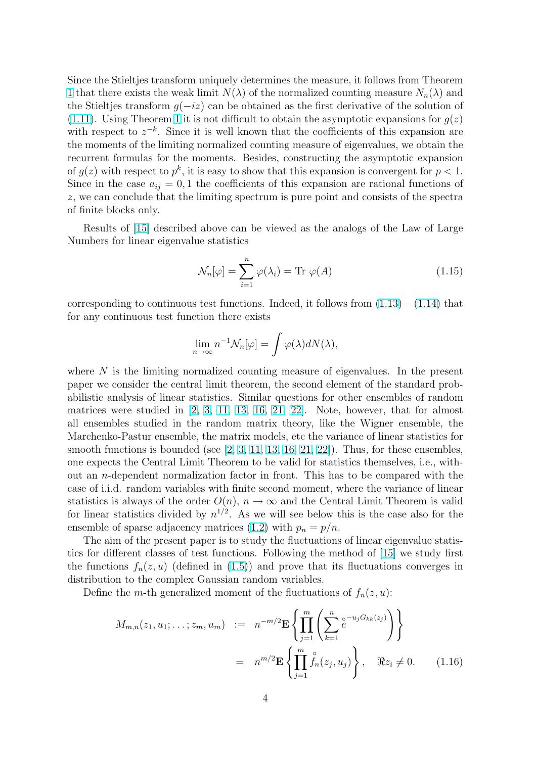Since the Stieltjes transform uniquely determines the measure, it follows from Theorem 1 that there exists the weak limit $N(\lambda)$ of the normalized counting measure $N_n(\lambda)$ and the Stieltjes transform $g(-iz)$ can be obtained as the first derivative of the solution of (1.11). Using Theorem 1 it is not difficult to obtain the asymptotic expansions for $g(z)$ with respect to $z^{-k}$. Since it is well known that the coefficients of this expansion are the moments of the limiting normalized counting measure of eigenvalues, we obtain the recurrent formulas for the moments. Besides, constructing the asymptotic expansion of $g(z)$ with respect to $p^k$, it is easy to show that this expansion is convergent for $p < 1$. Since in the case $a_{ij} = 0, 1$ the coefficients of this expansion are rational functions of $z$, we can conclude that the limiting spectrum is pure point and consists of the spectra of finite blocks only.

Results of [15] described above can be viewed as the analogs of the Law of Large Numbers for linear eigenvalue statistics

$$\mathcal{N}_n[\varphi] = \sum_{i=1}^{n} \varphi(\lambda_i) = \mathrm{Tr}\ \varphi(A) \tag{1.15}$$

corresponding to continuous test functions. Indeed, it follows from (1.13) – (1.14) that for any continuous test function there exists

$$\lim_{n\to\infty} n^{-1}\mathcal{N}_n[\varphi] = \int \varphi(\lambda) dN(\lambda),$$

where $N$ is the limiting normalized counting measure of eigenvalues. In the present paper we consider the central limit theorem, the second element of the standard probabilistic analysis of linear statistics. Similar questions for other ensembles of random matrices were studied in [2, 3, 11, 13, 16, 21, 22]. Note, however, that for almost all ensembles studied in the random matrix theory, like the Wigner ensemble, the Marchenko-Pastur ensemble, the matrix models, etc the variance of linear statistics for smooth functions is bounded (see [2, 3, 11, 13, 16, 21, 22]). Thus, for these ensembles, one expects the Central Limit Theorem to be valid for statistics themselves, i.e., without an $n$-dependent normalization factor in front. This has to be compared with the case of i.i.d. random variables with finite second moment, where the variance of linear statistics is always of the order $O(n)$, $n \to \infty$ and the Central Limit Theorem is valid for linear statistics divided by $n^{1/2}$. As we will see below this is the case also for the ensemble of sparse adjacency matrices (1.2) with $p_n = p/n$.

The aim of the present paper is to study the fluctuations of linear eigenvalue statistics for different classes of test functions. Following the method of [15] we study first the functions $f_n(z, u)$ (defined in (1.5)) and prove that its fluctuations converges in distribution to the complex Gaussian random variables.

Define the $m$-th generalized moment of the fluctuations of $f_n(z, u)$:

$$\begin{aligned} M_{m,n}(z_1, u_1; \ldots; z_m, u_m) \ &:= \ n^{-m/2}\mathbf{E}\left\{\prod_{j=1}^{m}\left(\sum_{k=1}^{n} \overset{\circ}{e}{}^{-u_j G_{kk}(z_j)}\right)\right\} \\ &= \ n^{m/2}\mathbf{E}\left\{\prod_{j=1}^{m} \overset{\circ}{f}_n(z_j, u_j)\right\}, \quad \Re z_i \neq 0. \end{aligned} \tag{1.16}$$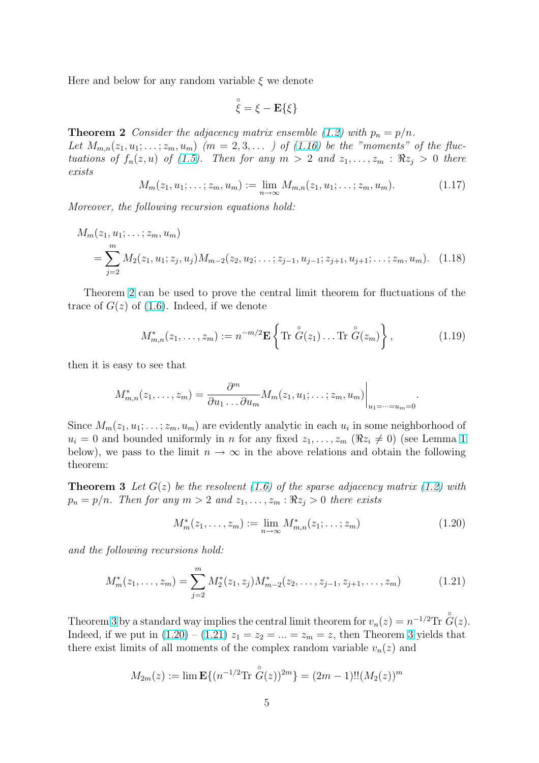Here and below for any random variable $\xi$ we denote

$$\overset{\circ}{\xi} = \xi - \mathbf{E}\{\xi\}$$

**Theorem 2** *Consider the adjacency matrix ensemble (1.2) with $p_n = p/n$. Let $M_{m,n}(z_1, u_1; \dots; z_m, u_m)$ $(m = 2, 3, \dots)$ of (1.16) be the "moments" of the fluctuations of $f_n(z, u)$ of (1.5). Then for any $m > 2$ and $z_1, \dots, z_m : \Re z_j > 0$ there exists*

$$M_m(z_1, u_1; \dots; z_m, u_m) := \lim_{n\to\infty} M_{m,n}(z_1, u_1; \dots; z_m, u_m). \tag{1.17}$$

*Moreover, the following recursion equations hold:*

$$\begin{aligned} &M_m(z_1, u_1; \dots; z_m, u_m) \\ &\quad = \sum_{j=2}^{m} M_2(z_1, u_1; z_j, u_j) M_{m-2}(z_2, u_2; \dots; z_{j-1}, u_{j-1}; z_{j+1}, u_{j+1}; \dots; z_m, u_m). \end{aligned} \tag{1.18}$$

Theorem 2 can be used to prove the central limit theorem for fluctuations of the trace of $G(z)$ of (1.6). Indeed, if we denote

$$M^*_{m,n}(z_1, \dots, z_m) := n^{-m/2} \mathbf{E}\left\{ \mathrm{Tr}\ \overset{\circ}{G}(z_1) \dots \mathrm{Tr}\ \overset{\circ}{G}(z_m) \right\}, \tag{1.19}$$

then it is easy to see that

$$M^*_{m,n}(z_1, \dots, z_m) = \frac{\partial^m}{\partial u_1 \dots \partial u_m} M_m(z_1, u_1; \dots; z_m, u_m) \bigg|_{u_1 = \dots = u_m = 0}.$$

Since $M_m(z_1, u_1; \dots; z_m, u_m)$ are evidently analytic in each $u_i$ in some neighborhood of $u_i = 0$ and bounded uniformly in $n$ for any fixed $z_1, \dots, z_m$ $(\Re z_i \neq 0)$ (see Lemma 1 below), we pass to the limit $n \to \infty$ in the above relations and obtain the following theorem:

**Theorem 3** *Let $G(z)$ be the resolvent (1.6) of the sparse adjacency matrix (1.2) with $p_n = p/n$. Then for any $m > 2$ and $z_1, \dots, z_m : \Re z_j > 0$ there exists*

$$M^*_m(z_1, \dots, z_m) := \lim_{n\to\infty} M^*_{m,n}(z_1; \dots; z_m) \tag{1.20}$$

*and the following recursions hold:*

$$M^*_m(z_1, \dots, z_m) = \sum_{j=2}^{m} M^*_2(z_1, z_j) M^*_{m-2}(z_2, \dots, z_{j-1}, z_{j+1}, \dots, z_m) \tag{1.21}$$

Theorem 3 by a standard way implies the central limit theorem for $v_n(z) = n^{-1/2}\mathrm{Tr}\ \overset{\circ}{G}(z)$. Indeed, if we put in (1.20) – (1.21) $z_1 = z_2 = \dots = z_m = z$, then Theorem 3 yields that there exist limits of all moments of the complex random variable $v_n(z)$ and

$$M_{2m}(z) := \lim \mathbf{E}\{(n^{-1/2}\mathrm{Tr}\ \overset{\circ}{G}(z))^{2m}\} = (2m-1)!!(M_2(z))^m$$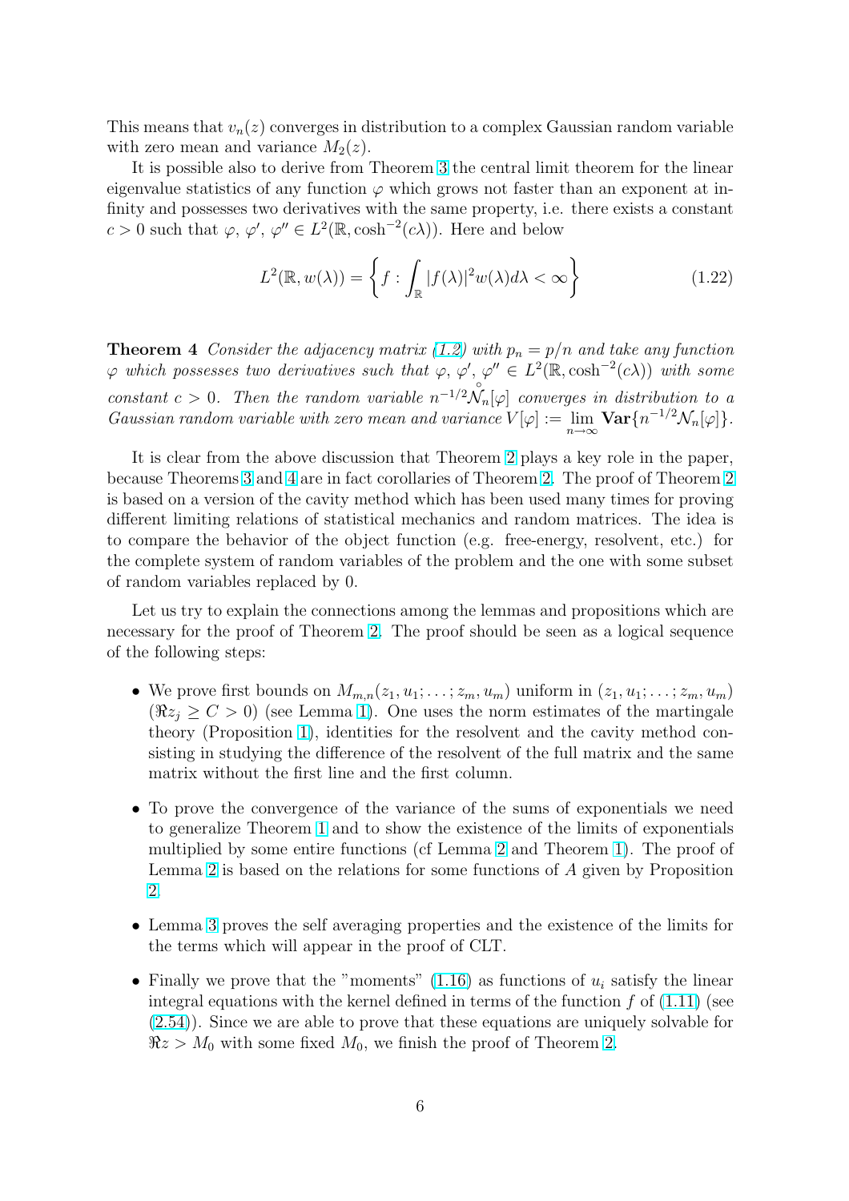This means that $v_n(z)$ converges in distribution to a complex Gaussian random variable with zero mean and variance $M_2(z)$.

It is possible also to derive from Theorem 3 the central limit theorem for the linear eigenvalue statistics of any function $\varphi$ which grows not faster than an exponent at infinity and possesses two derivatives with the same property, i.e. there exists a constant $c > 0$ such that $\varphi$, $\varphi'$, $\varphi'' \in L^2(\mathbb{R}, \cosh^{-2}(c\lambda))$. Here and below

$$L^2(\mathbb{R}, w(\lambda)) = \left\{ f : \int_{\mathbb{R}} |f(\lambda)|^2 w(\lambda) d\lambda < \infty \right\} \tag{1.22}$$

**Theorem 4** *Consider the adjacency matrix (1.2) with $p_n = p/n$ and take any function $\varphi$ which possesses two derivatives such that $\varphi$, $\varphi'$, $\varphi'' \in L^2(\mathbb{R}, \cosh^{-2}(c\lambda))$ with some constant $c > 0$. Then the random variable $n^{-1/2}\overset{\circ}{\mathcal{N}}_n[\varphi]$ converges in distribution to a Gaussian random variable with zero mean and variance $V[\varphi] := \lim_{n\to\infty} \mathbf{Var}\{n^{-1/2}\mathcal{N}_n[\varphi]\}$.*

It is clear from the above discussion that Theorem 2 plays a key role in the paper, because Theorems 3 and 4 are in fact corollaries of Theorem 2. The proof of Theorem 2 is based on a version of the cavity method which has been used many times for proving different limiting relations of statistical mechanics and random matrices. The idea is to compare the behavior of the object function (e.g. free-energy, resolvent, etc.) for the complete system of random variables of the problem and the one with some subset of random variables replaced by 0.

Let us try to explain the connections among the lemmas and propositions which are necessary for the proof of Theorem 2. The proof should be seen as a logical sequence of the following steps:

- We prove first bounds on $M_{m,n}(z_1, u_1; \dots; z_m, u_m)$ uniform in $(z_1, u_1; \dots; z_m, u_m)$ ($\Re z_j \geq C > 0$) (see Lemma 1). One uses the norm estimates of the martingale theory (Proposition 1), identities for the resolvent and the cavity method consisting in studying the difference of the resolvent of the full matrix and the same matrix without the first line and the first column.
- To prove the convergence of the variance of the sums of exponentials we need to generalize Theorem 1 and to show the existence of the limits of exponentials multiplied by some entire functions (cf Lemma 2 and Theorem 1). The proof of Lemma 2 is based on the relations for some functions of $A$ given by Proposition 2.
- Lemma 3 proves the self averaging properties and the existence of the limits for the terms which will appear in the proof of CLT.
- Finally we prove that the "moments" (1.16) as functions of $u_i$ satisfy the linear integral equations with the kernel defined in terms of the function $f$ of (1.11) (see (2.54)). Since we are able to prove that these equations are uniquely solvable for $\Re z > M_0$ with some fixed $M_0$, we finish the proof of Theorem 2.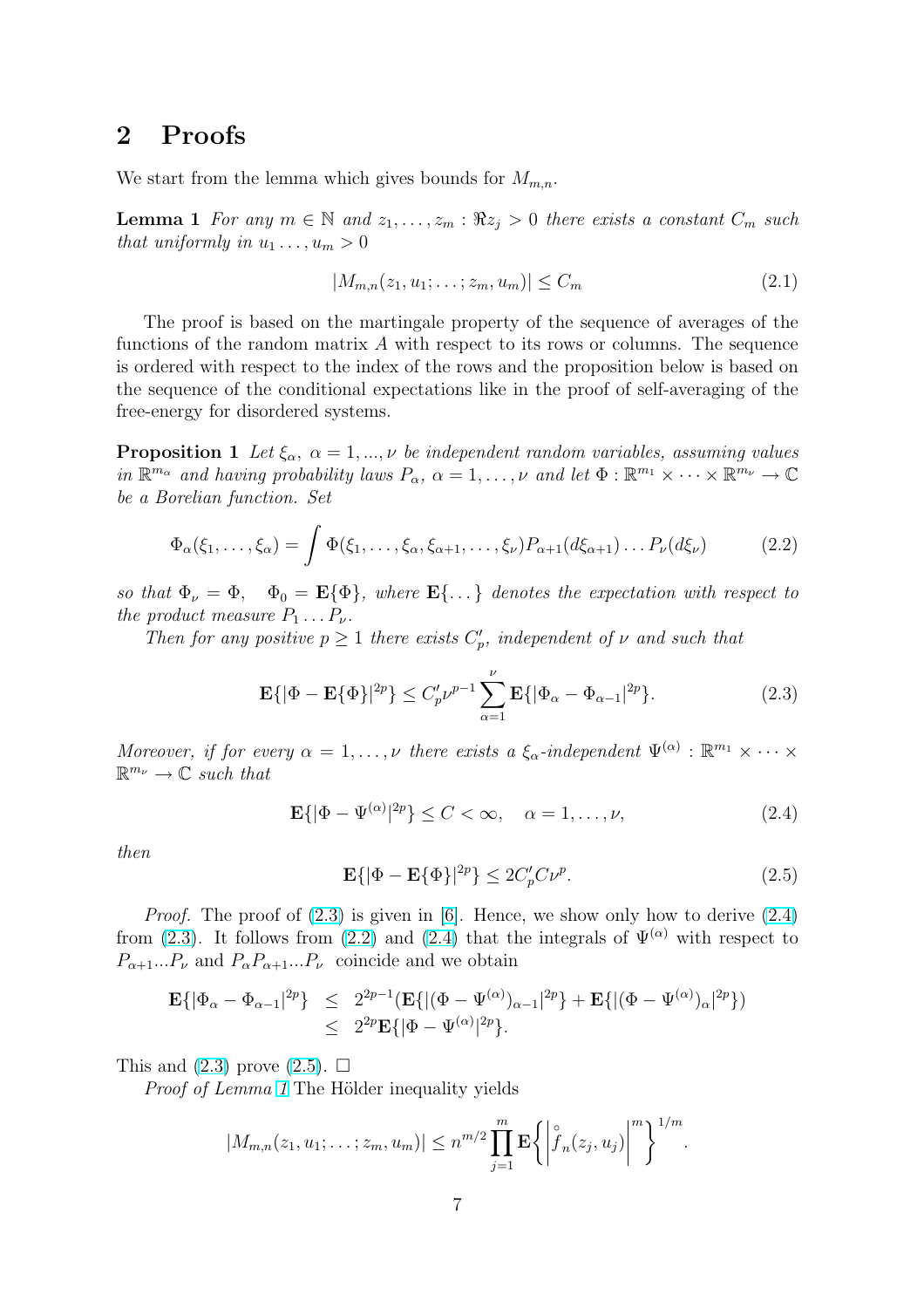## 2 Proofs

We start from the lemma which gives bounds for $M_{m,n}$.

**Lemma 1** *For any $m \in \mathbb{N}$ and $z_1, \dots, z_m : \Re z_j > 0$ there exists a constant $C_m$ such that uniformly in $u_1 \dots, u_m > 0$*

$$|M_{m,n}(z_1, u_1; \dots ; z_m, u_m)| \le C_m \tag{2.1}$$

The proof is based on the martingale property of the sequence of averages of the functions of the random matrix $A$ with respect to its rows or columns. The sequence is ordered with respect to the index of the rows and the proposition below is based on the sequence of the conditional expectations like in the proof of self-averaging of the free-energy for disordered systems.

**Proposition 1** *Let $\xi_\alpha$, $\alpha = 1, ..., \nu$ be independent random variables, assuming values in $\mathbb{R}^{m_\alpha}$ and having probability laws $P_\alpha$, $\alpha = 1, \dots, \nu$ and let $\Phi : \mathbb{R}^{m_1} \times \dots \times \mathbb{R}^{m_\nu} \to \mathbb{C}$ be a Borelian function. Set*

$$\Phi_\alpha(\xi_1, \dots, \xi_\alpha) = \int \Phi(\xi_1, \dots, \xi_\alpha, \xi_{\alpha+1}, \dots, \xi_\nu) P_{\alpha+1}(d\xi_{\alpha+1}) \dots P_\nu(d\xi_\nu) \tag{2.2}$$

*so that $\Phi_\nu = \Phi$, $\quad \Phi_0 = \mathbf{E}\{\Phi\}$, where $\mathbf{E}\{\dots\}$ denotes the expectation with respect to the product measure $P_1 \dots P_\nu$.*

*Then for any positive $p \ge 1$ there exists $C'_p$, independent of $\nu$ and such that*

$$\mathbf{E}\{|\Phi - \mathbf{E}\{\Phi\}|^{2p}\} \le C'_p \nu^{p-1} \sum_{\alpha=1}^{\nu} \mathbf{E}\{|\Phi_\alpha - \Phi_{\alpha-1}|^{2p}\}. \tag{2.3}$$

*Moreover, if for every $\alpha = 1, \dots, \nu$ there exists a $\xi_\alpha$-independent $\Psi^{(\alpha)} : \mathbb{R}^{m_1} \times \dots \times \mathbb{R}^{m_\nu} \to \mathbb{C}$ such that*

$$\mathbf{E}\{|\Phi - \Psi^{(\alpha)}|^{2p}\} \le C < \infty, \quad \alpha = 1, \dots, \nu, \tag{2.4}$$

*then*

$$\mathbf{E}\{|\Phi - \mathbf{E}\{\Phi\}|^{2p}\} \le 2C'_p C \nu^p. \tag{2.5}$$

*Proof.* The proof of (2.3) is given in [6]. Hence, we show only how to derive (2.4) from (2.3). It follows from (2.2) and (2.4) that the integrals of $\Psi^{(\alpha)}$ with respect to $P_{\alpha+1}...P_\nu$ and $P_\alpha P_{\alpha+1}...P_\nu$ coincide and we obtain

$$\begin{aligned}
\mathbf{E}\{|\Phi_\alpha - \Phi_{\alpha-1}|^{2p}\} &\le 2^{2p-1}(\mathbf{E}\{|(\Phi - \Psi^{(\alpha)})_{\alpha-1}|^{2p}\} + \mathbf{E}\{|(\Phi - \Psi^{(\alpha)})_\alpha|^{2p}\}) \\
&\le 2^{2p}\mathbf{E}\{|\Phi - \Psi^{(\alpha)}|^{2p}\}.
\end{aligned}$$

This and (2.3) prove (2.5). $\square$

*Proof of Lemma 1* The Hölder inequality yields

$$|M_{m,n}(z_1, u_1; \dots ; z_m, u_m)| \le n^{m/2} \prod_{j=1}^{m} \mathbf{E}\left\{ \left| \overset{\circ}{f}_n(z_j, u_j) \right|^m \right\}^{1/m}.$$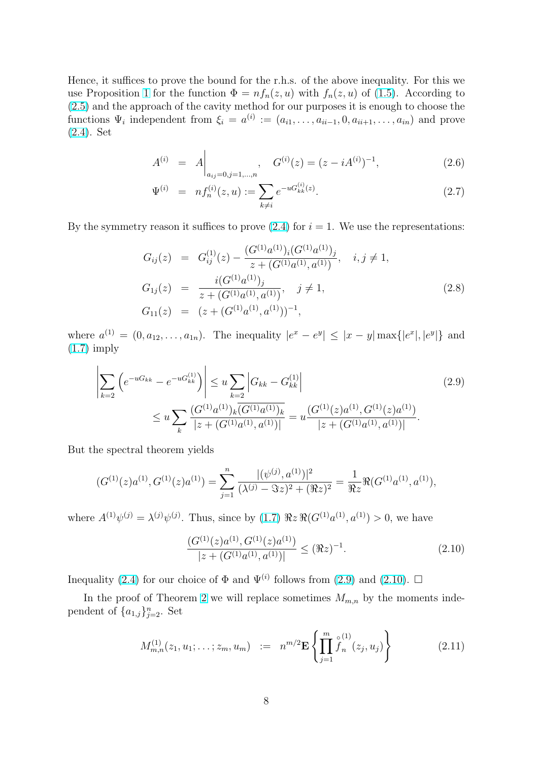Hence, it suffices to prove the bound for the r.h.s. of the above inequality. For this we use Proposition 1 for the function $\Phi = nf_n(z,u)$ with $f_n(z,u)$ of (1.5). According to (2.5) and the approach of the cavity method for our purposes it is enough to choose the functions $\Psi_i$ independent from $\xi_i = a^{(i)} := (a_{i1}, \dots, a_{ii-1}, 0, a_{ii+1}, \dots, a_{in})$ and prove (2.4). Set

$$
\begin{aligned}
A^{(i)} &= A\Big|_{a_{ij}=0, j=1,\dots,n}, \quad G^{(i)}(z) = (z - iA^{(i)})^{-1}, &(2.6)\\
\Psi^{(i)} &= nf_n^{(i)}(z,u) := \sum_{k\neq i} e^{-uG^{(i)}_{kk}(z)}. &(2.7)
\end{aligned}
$$

By the symmetry reason it suffices to prove (2.4) for $i = 1$. We use the representations:

$$
\begin{aligned}
G_{ij}(z) &= G^{(1)}_{ij}(z) - \frac{(G^{(1)}a^{(1)})_i (G^{(1)}a^{(1)})_j}{z + (G^{(1)}a^{(1)}, a^{(1)})}, \quad i,j \neq 1,\\
G_{1j}(z) &= \frac{i(G^{(1)}a^{(1)})_j}{z + (G^{(1)}a^{(1)}, a^{(1)})}, \quad j \neq 1, \qquad\qquad (2.8)\\
G_{11}(z) &= (z + (G^{(1)}a^{(1)}, a^{(1)}))^{-1},
\end{aligned}
$$

where $a^{(1)} = (0, a_{12}, \dots, a_{1n})$. The inequality $|e^x - e^y| \leq |x-y| \max\{|e^x|, |e^y|\}$ and (1.7) imply

$$
\begin{aligned}
\left| \sum_{k=2} \left( e^{-uG_{kk}} - e^{-uG^{(1)}_{kk}} \right) \right| &\leq u \sum_{k=2} \left| G_{kk} - G^{(1)}_{kk} \right| &(2.9)\\
&\leq u \sum_k \frac{(G^{(1)}a^{(1)})_k \overline{(G^{(1)}a^{(1)})_k}}{|z + (G^{(1)}a^{(1)}, a^{(1)})|} = u \frac{(G^{(1)}(z)a^{(1)}, G^{(1)}(z)a^{(1)})}{|z + (G^{(1)}a^{(1)}, a^{(1)})|}.
\end{aligned}
$$

But the spectral theorem yields

$$
(G^{(1)}(z)a^{(1)}, G^{(1)}(z)a^{(1)}) = \sum_{j=1}^n \frac{|(\psi^{(j)}, a^{(1)})|^2}{(\lambda^{(j)} - \Im z)^2 + (\Re z)^2} = \frac{1}{\Re z} \Re (G^{(1)}a^{(1)}, a^{(1)}),
$$

where $A^{(1)}\psi^{(j)} = \lambda^{(j)}\psi^{(j)}$. Thus, since by (1.7) $\Re z \, \Re (G^{(1)}a^{(1)}, a^{(1)}) > 0$, we have

$$
\frac{(G^{(1)}(z)a^{(1)}, G^{(1)}(z)a^{(1)})}{|z + (G^{(1)}a^{(1)}, a^{(1)})|} \leq (\Re z)^{-1}. \tag{2.10}
$$

Inequality (2.4) for our choice of $\Phi$ and $\Psi^{(i)}$ follows from (2.9) and (2.10). $\square$

In the proof of Theorem 2 we will replace sometimes $M_{m,n}$ by the moments independent of $\{a_{1,j}\}_{j=2}^n$. Set

$$
M^{(1)}_{m,n}(z_1, u_1; \dots; z_m, u_m) := n^{m/2} \mathbf{E} \left\{ \prod_{j=1}^m \overset{\circ}{f}{}^{(1)}_n (z_j, u_j) \right\} \tag{2.11}
$$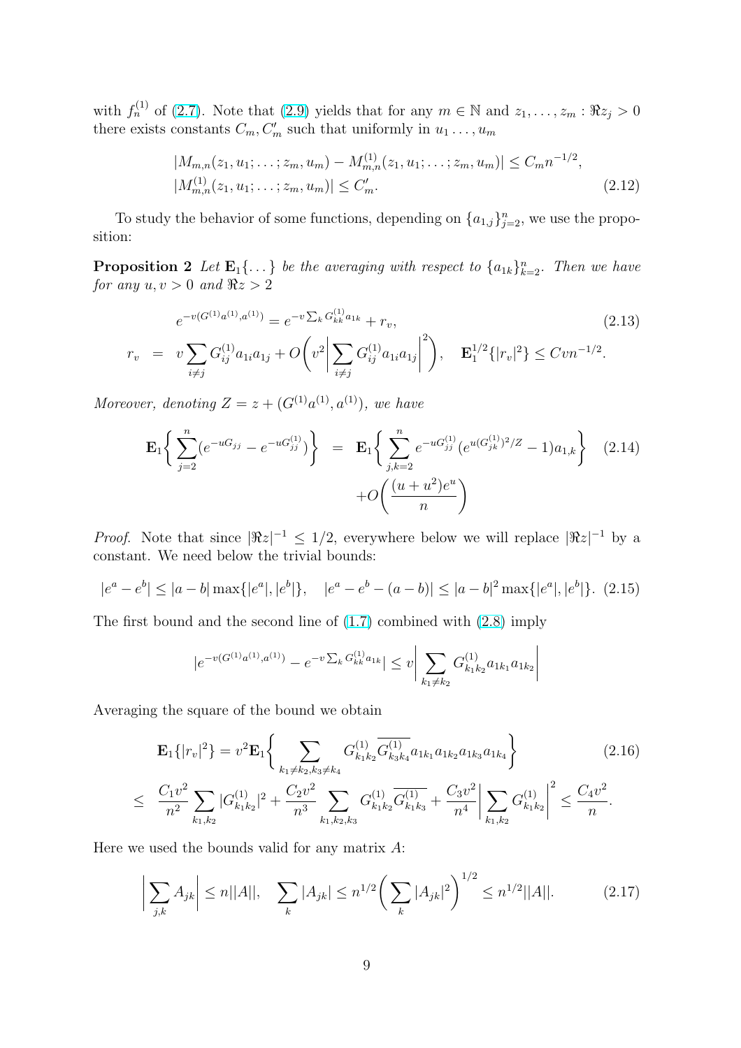with $f_n^{(1)}$ of (2.7). Note that (2.9) yields that for any $m \in \mathbb{N}$ and $z_1, \dots, z_m : \Re z_j > 0$ there exists constants $C_m, C'_m$ such that uniformly in $u_1 \dots, u_m$

$$
\begin{aligned}
&|M_{m,n}(z_1, u_1; \dots; z_m, u_m) - M_{m,n}^{(1)}(z_1, u_1; \dots; z_m, u_m)| \le C_m n^{-1/2}, \\
&|M_{m,n}^{(1)}(z_1, u_1; \dots; z_m, u_m)| \le C'_m. \qquad (2.12)
\end{aligned}
$$

To study the behavior of some functions, depending on $\{a_{1,j}\}_{j=2}^n$, we use the proposition:

**Proposition 2** *Let $\mathbf{E}_1\{\dots\}$ be the averaging with respect to $\{a_{1k}\}_{k=2}^n$. Then we have for any $u, v > 0$ and $\Re z > 2$*

$$
\begin{aligned}
e^{-v(G^{(1)}a^{(1)}, a^{(1)})} &= e^{-v\sum_k G_{kk}^{(1)} a_{1k}} + r_v, \qquad (2.13) \\
r_v \;&=\; v\sum_{i \ne j} G_{ij}^{(1)} a_{1i} a_{1j} + O\bigg(v^2 \bigg|\sum_{i\ne j} G_{ij}^{(1)} a_{1i} a_{1j}\bigg|^2\bigg), \quad \mathbf{E}_1^{1/2}\{|r_v|^2\} \le Cvn^{-1/2}.
\end{aligned}
$$

*Moreover, denoting $Z = z + (G^{(1)}a^{(1)}, a^{(1)})$, we have*

$$
\begin{aligned}
\mathbf{E}_1\bigg\{\sum_{j=2}^n (e^{-uG_{jj}} - e^{-uG_{jj}^{(1)}})\bigg\} \;&=\; \mathbf{E}_1\bigg\{\sum_{j,k=2}^n e^{-uG_{jj}^{(1)}}(e^{u(G_{jk}^{(1)})^2/Z} - 1)a_{1,k}\bigg\} \qquad (2.14) \\
&+ O\bigg(\frac{(u+u^2)e^u}{n}\bigg)
\end{aligned}
$$

*Proof.* Note that since $|\Re z|^{-1} \le 1/2$, everywhere below we will replace $|\Re z|^{-1}$ by a constant. We need below the trivial bounds:

$$
|e^a - e^b| \le |a-b| \max\{|e^a|, |e^b|\}, \quad |e^a - e^b - (a-b)| \le |a-b|^2 \max\{|e^a|, |e^b|\}. \quad (2.15)
$$

The first bound and the second line of (1.7) combined with (2.8) imply

$$
|e^{-v(G^{(1)}a^{(1)}, a^{(1)})} - e^{-v\sum_k G_{kk}^{(1)} a_{1k}}| \le v\bigg|\sum_{k_1 \ne k_2} G_{k_1k_2}^{(1)} a_{1k_1} a_{1k_2}\bigg|
$$

Averaging the square of the bound we obtain

$$
\begin{aligned}
\mathbf{E}_1\{|r_v|^2\} &= v^2 \mathbf{E}_1\bigg\{\sum_{k_1 \ne k_2, k_3 \ne k_4} G_{k_1k_2}^{(1)} \overline{G_{k_3k_4}^{(1)}} a_{1k_1} a_{1k_2} a_{1k_3} a_{1k_4}\bigg\} \qquad (2.16) \\
\le\;& \frac{C_1 v^2}{n^2} \sum_{k_1,k_2} |G_{k_1k_2}^{(1)}|^2 + \frac{C_2 v^2}{n^3} \sum_{k_1,k_2,k_3} G_{k_1k_2}^{(1)} \overline{G_{k_1k_3}^{(1)}} + \frac{C_3 v^2}{n^4}\bigg|\sum_{k_1,k_2} G_{k_1k_2}^{(1)}\bigg|^2 \le \frac{C_4 v^2}{n}.
\end{aligned}
$$

Here we used the bounds valid for any matrix $A$:

$$
\bigg|\sum_{j,k} A_{jk}\bigg| \le n||A||, \quad \sum_k |A_{jk}| \le n^{1/2}\bigg(\sum_k |A_{jk}|^2\bigg)^{1/2} \le n^{1/2}||A||. \qquad (2.17)
$$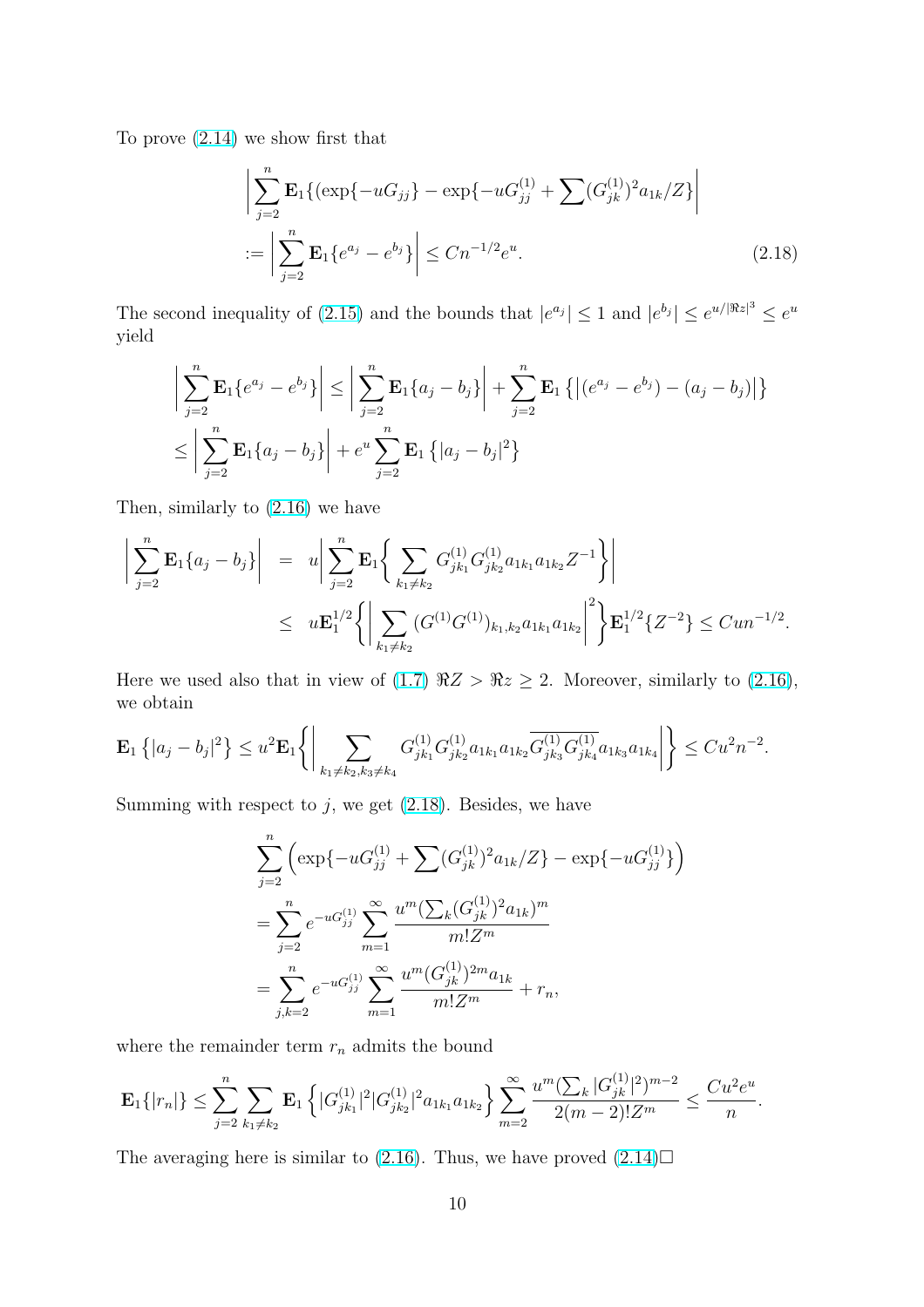To prove (2.14) we show first that

$$\left|\sum_{j=2}^{n}\mathbf{E}_1\{(\exp\{-uG_{jj}\}-\exp\{-uG_{jj}^{(1)}+\sum(G_{jk}^{(1)})^2a_{1k}/Z\}\right| := \left|\sum_{j=2}^{n}\mathbf{E}_1\{e^{a_j}-e^{b_j}\}\right|\le Cn^{-1/2}e^{u}. \tag{2.18}$$

The second inequality of (2.15) and the bounds that $|e^{a_j}|\le 1$ and $|e^{b_j}|\le e^{u/|\Re z|^3}\le e^u$ yield

$$\left|\sum_{j=2}^{n}\mathbf{E}_1\{e^{a_j}-e^{b_j}\}\right|\le\left|\sum_{j=2}^{n}\mathbf{E}_1\{a_j-b_j\}\right|+\sum_{j=2}^{n}\mathbf{E}_1\left\{\left|(e^{a_j}-e^{b_j})-(a_j-b_j)\right|\right\}$$
$$\le\left|\sum_{j=2}^{n}\mathbf{E}_1\{a_j-b_j\}\right|+e^u\sum_{j=2}^{n}\mathbf{E}_1\left\{|a_j-b_j|^2\right\}$$

Then, similarly to (2.16) we have

$$\left|\sum_{j=2}^{n}\mathbf{E}_1\{a_j-b_j\}\right| = u\left|\sum_{j=2}^{n}\mathbf{E}_1\bigg\{\sum_{k_1\ne k_2}G_{jk_1}^{(1)}G_{jk_2}^{(1)}a_{1k_1}a_{1k_2}Z^{-1}\bigg\}\right|$$
$$\le u\mathbf{E}_1^{1/2}\bigg\{\Big|\sum_{k_1\ne k_2}(G^{(1)}G^{(1)})_{k_1,k_2}a_{1k_1}a_{1k_2}\Big|^2\bigg\}\mathbf{E}_1^{1/2}\{Z^{-2}\}\le Cun^{-1/2}.$$

Here we used also that in view of (1.7) $\Re Z>\Re z\ge 2$. Moreover, similarly to (2.16), we obtain

$$\mathbf{E}_1\left\{|a_j-b_j|^2\right\}\le u^2\mathbf{E}_1\bigg\{\bigg|\sum_{k_1\ne k_2,k_3\ne k_4}G_{jk_1}^{(1)}G_{jk_2}^{(1)}a_{1k_1}a_{1k_2}\overline{G_{jk_3}^{(1)}G_{jk_4}^{(1)}}a_{1k_3}a_{1k_4}\bigg|\bigg\}\le Cu^2n^{-2}.$$

Summing with respect to $j$, we get (2.18). Besides, we have

$$\sum_{j=2}^{n}\Big(\exp\{-uG_{jj}^{(1)}+\sum(G_{jk}^{(1)})^2a_{1k}/Z\}-\exp\{-uG_{jj}^{(1)}\}\Big)$$
$$=\sum_{j=2}^{n}e^{-uG_{jj}^{(1)}}\sum_{m=1}^{\infty}\frac{u^m(\sum_k(G_{jk}^{(1)})^2a_{1k})^m}{m!Z^m}$$
$$=\sum_{j,k=2}^{n}e^{-uG_{jj}^{(1)}}\sum_{m=1}^{\infty}\frac{u^m(G_{jk}^{(1)})^{2m}a_{1k}}{m!Z^m}+r_n,$$

where the remainder term $r_n$ admits the bound

$$\mathbf{E}_1\{|r_n|\}\le\sum_{j=2}^{n}\sum_{k_1\ne k_2}\mathbf{E}_1\left\{|G_{jk_1}^{(1)}|^2|G_{jk_2}^{(1)}|^2a_{1k_1}a_{1k_2}\right\}\sum_{m=2}^{\infty}\frac{u^m(\sum_k|G_{jk}^{(1)}|^2)^{m-2}}{2(m-2)!Z^m}\le\frac{Cu^2e^u}{n}.$$

The averaging here is similar to (2.16). Thus, we have proved (2.14)□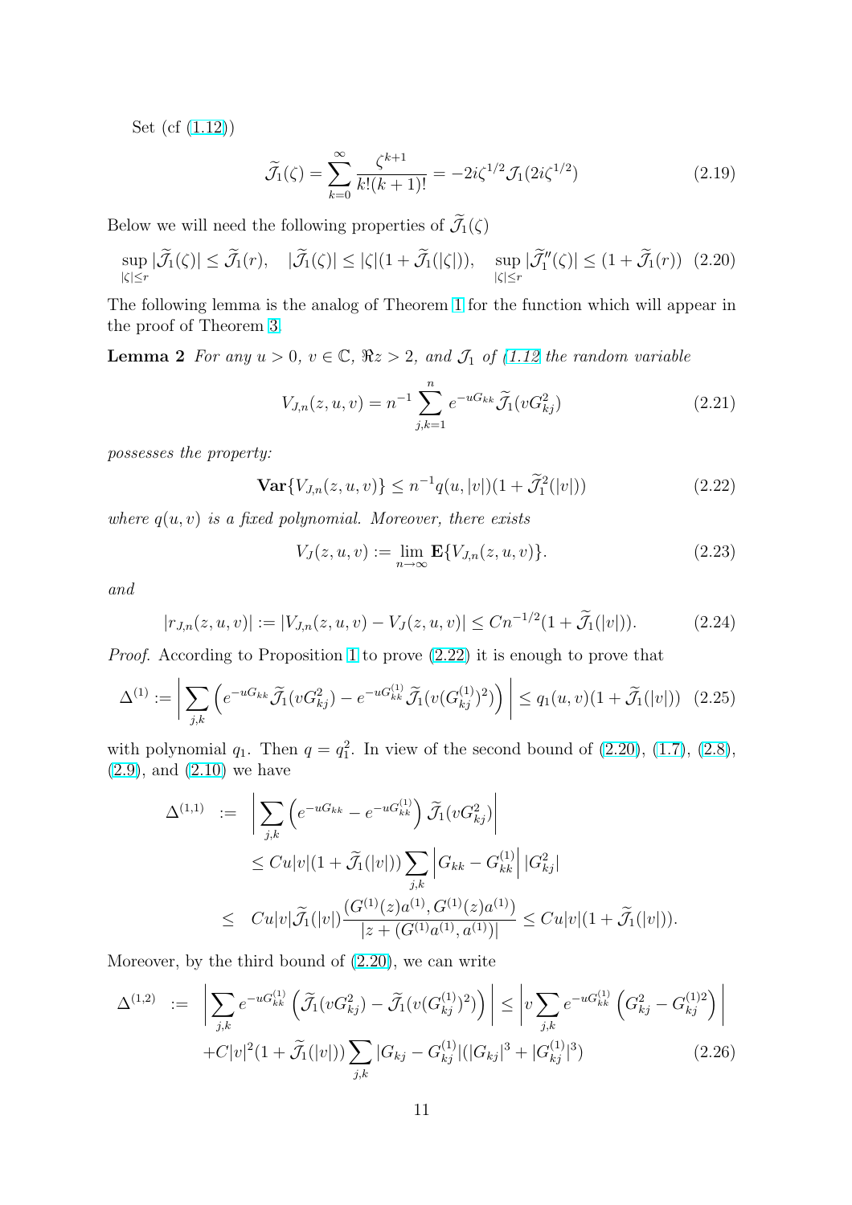Set (cf (1.12))

$$\widetilde{\mathcal{J}}_1(\zeta) = \sum_{k=0}^{\infty} \frac{\zeta^{k+1}}{k!(k+1)!} = -2i\zeta^{1/2}\mathcal{J}_1(2i\zeta^{1/2}) \tag{2.19}$$

Below we will need the following properties of $\widetilde{\mathcal{J}}_1(\zeta)$

$$\sup_{|\zeta|\le r} |\widetilde{\mathcal{J}}_1(\zeta)| \le \widetilde{\mathcal{J}}_1(r), \quad |\widetilde{\mathcal{J}}_1(\zeta)| \le |\zeta|(1+\widetilde{\mathcal{J}}_1(|\zeta|)), \quad \sup_{|\zeta|\le r} |\widetilde{\mathcal{J}}_1''(\zeta)| \le (1+\widetilde{\mathcal{J}}_1(r)) \tag{2.20}$$

The following lemma is the analog of Theorem 1 for the function which will appear in the proof of Theorem 3.

**Lemma 2** *For any $u>0$, $v\in\mathbb{C}$, $\Re z>2$, and $\mathcal{J}_1$ of (1.12 the random variable*

$$V_{J,n}(z,u,v) = n^{-1}\sum_{j,k=1}^{n} e^{-uG_{kk}}\widetilde{\mathcal{J}}_1(vG_{kj}^2) \tag{2.21}$$

*possesses the property:*

$$\mathbf{Var}\{V_{J,n}(z,u,v)\} \le n^{-1}q(u,|v|)(1+\widetilde{\mathcal{J}}_1^2(|v|)) \tag{2.22}$$

*where $q(u,v)$ is a fixed polynomial. Moreover, there exists*

$$V_J(z,u,v) := \lim_{n\to\infty}\mathbf{E}\{V_{J,n}(z,u,v)\}. \tag{2.23}$$

*and*

$$|r_{J,n}(z,u,v)| := |V_{J,n}(z,u,v) - V_J(z,u,v)| \le Cn^{-1/2}(1+\widetilde{\mathcal{J}}_1(|v|)). \tag{2.24}$$

*Proof*. According to Proposition 1 to prove (2.22) it is enough to prove that

$$\Delta^{(1)} := \left|\sum_{j,k}\left(e^{-uG_{kk}}\widetilde{\mathcal{J}}_1(vG_{kj}^2) - e^{-uG_{kk}^{(1)}}\widetilde{\mathcal{J}}_1(v(G_{kj}^{(1)})^2)\right)\right| \le q_1(u,v)(1+\widetilde{\mathcal{J}}_1(|v|)) \tag{2.25}$$

with polynomial $q_1$. Then $q=q_1^2$. In view of the second bound of (2.20), (1.7), (2.8), (2.9), and (2.10) we have

$$\begin{aligned}
\Delta^{(1,1)} &:= \left|\sum_{j,k}\left(e^{-uG_{kk}} - e^{-uG_{kk}^{(1)}}\right)\widetilde{\mathcal{J}}_1(vG_{kj}^2)\right| \\
&\le Cu|v|(1+\widetilde{\mathcal{J}}_1(|v|))\sum_{j,k}\left|G_{kk}-G_{kk}^{(1)}\right||G_{kj}^2| \\
&\le Cu|v|\widetilde{\mathcal{J}}_1(|v|)\frac{(G^{(1)}(z)a^{(1)},G^{(1)}(z)a^{(1)})}{|z+(G^{(1)}a^{(1)},a^{(1)})|} \le Cu|v|(1+\widetilde{\mathcal{J}}_1(|v|)).
\end{aligned}$$

Moreover, by the third bound of (2.20), we can write

$$\begin{aligned}
\Delta^{(1,2)} &:= \left|\sum_{j,k} e^{-uG_{kk}^{(1)}}\left(\widetilde{\mathcal{J}}_1(vG_{kj}^2) - \widetilde{\mathcal{J}}_1(v(G_{kj}^{(1)})^2)\right)\right| \le \left|v\sum_{j,k}e^{-uG_{kk}^{(1)}}\left(G_{kj}^2 - G_{kj}^{(1)2}\right)\right| \\
&\quad + C|v|^2(1+\widetilde{\mathcal{J}}_1(|v|))\sum_{j,k}|G_{kj}-G_{kj}^{(1)}|(|G_{kj}|^3+|G_{kj}^{(1)}|^3)
\end{aligned} \tag{2.26}$$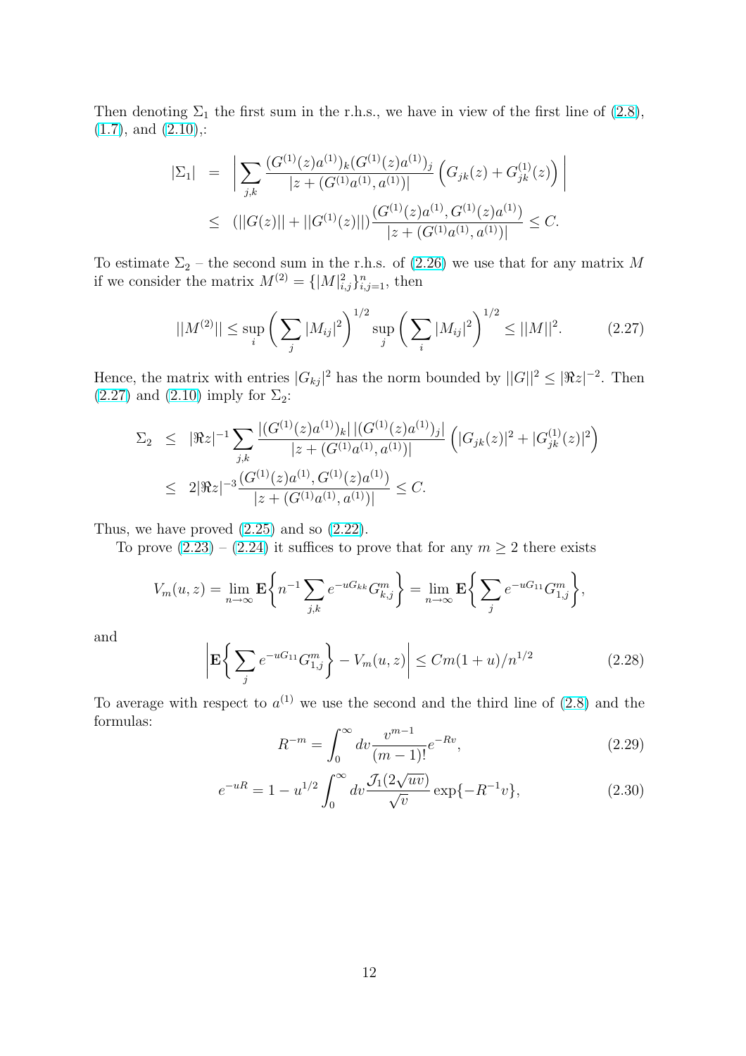Then denoting $\Sigma_1$ the first sum in the r.h.s., we have in view of the first line of (2.8), (1.7), and (2.10),:

$$
\begin{aligned}
|\Sigma_1| &= \bigg| \sum_{j,k} \frac{(G^{(1)}(z)a^{(1)})_k (G^{(1)}(z)a^{(1)})_j}{|z + (G^{(1)}a^{(1)}, a^{(1)})|} \Big( G_{jk}(z) + G^{(1)}_{jk}(z) \Big) \bigg| \\
&\le (||G(z)|| + ||G^{(1)}(z)||) \frac{(G^{(1)}(z)a^{(1)}, G^{(1)}(z)a^{(1)})}{|z + (G^{(1)}a^{(1)}, a^{(1)})|} \le C.
\end{aligned}
$$

To estimate $\Sigma_2$ – the second sum in the r.h.s. of (2.26) we use that for any matrix $M$ if we consider the matrix $M^{(2)} = \{|M|^2_{i,j}\}_{i,j=1}^n$, then

$$
||M^{(2)}|| \le \sup_i \bigg( \sum_j |M_{ij}|^2 \bigg)^{1/2} \sup_j \bigg( \sum_i |M_{ij}|^2 \bigg)^{1/2} \le ||M||^2. \tag{2.27}
$$

Hence, the matrix with entries $|G_{kj}|^2$ has the norm bounded by $||G||^2 \le |\Re z|^{-2}$. Then (2.27) and (2.10) imply for $\Sigma_2$:

$$
\begin{aligned}
\Sigma_2 &\le |\Re z|^{-1} \sum_{j,k} \frac{|(G^{(1)}(z)a^{(1)})_k| \, |(G^{(1)}(z)a^{(1)})_j|}{|z + (G^{(1)}a^{(1)}, a^{(1)})|} \Big( |G_{jk}(z)|^2 + |G^{(1)}_{jk}(z)|^2 \Big) \\
&\le 2|\Re z|^{-3} \frac{(G^{(1)}(z)a^{(1)}, G^{(1)}(z)a^{(1)})}{|z + (G^{(1)}a^{(1)}, a^{(1)})|} \le C.
\end{aligned}
$$

Thus, we have proved (2.25) and so (2.22).

To prove (2.23) – (2.24) it suffices to prove that for any $m \ge 2$ there exists

$$
V_m(u, z) = \lim_{n\to\infty} \mathbf{E} \bigg\{ n^{-1} \sum_{j,k} e^{-uG_{kk}} G^m_{k,j} \bigg\} = \lim_{n\to\infty} \mathbf{E} \bigg\{ \sum_j e^{-uG_{11}} G^m_{1,j} \bigg\},
$$

and

$$
\bigg| \mathbf{E} \bigg\{ \sum_j e^{-uG_{11}} G^m_{1,j} \bigg\} - V_m(u, z) \bigg| \le Cm(1 + u)/n^{1/2} \tag{2.28}
$$

To average with respect to $a^{(1)}$ we use the second and the third line of (2.8) and the formulas:

$$
R^{-m} = \int_0^\infty dv \frac{v^{m-1}}{(m-1)!} e^{-Rv}, \tag{2.29}
$$

$$
e^{-uR} = 1 - u^{1/2} \int_0^\infty dv \frac{\mathcal{J}_1(2\sqrt{uv})}{\sqrt{v}} \exp\{-R^{-1}v\}, \tag{2.30}
$$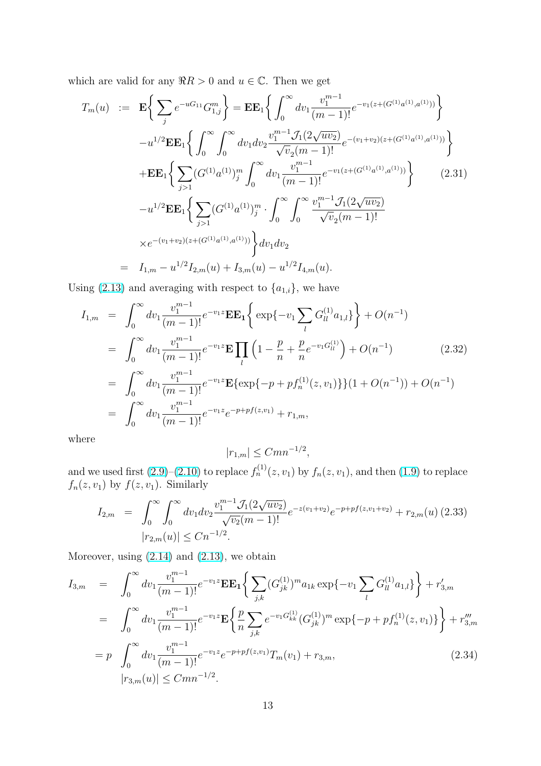which are valid for any $\Re R > 0$ and $u \in \mathbb{C}$. Then we get

$$
\begin{aligned}
T_m(u) &:= \mathbf{E}\Big\{ \sum_j e^{-uG_{11}} G_{1,j}^m \Big\} = \mathbf{E}\mathbf{E}_1 \Big\{ \int_0^\infty dv_1 \frac{v_1^{m-1}}{(m-1)!} e^{-v_1(z+(G^{(1)}a^{(1)},a^{(1)}))} \Big\} \\
&\quad - u^{1/2}\mathbf{E}\mathbf{E}_1 \Big\{ \int_0^\infty \int_0^\infty dv_1 dv_2 \frac{v_1^{m-1}\mathcal{J}_1(2\sqrt{uv_2})}{\sqrt{v}_2(m-1)!} e^{-(v_1+v_2)(z+(G^{(1)}a^{(1)},a^{(1)}))} \Big\} \\
&\quad + \mathbf{E}\mathbf{E}_1 \Big\{ \sum_{j>1} (G^{(1)}a^{(1)})_j^m \int_0^\infty dv_1 \frac{v_1^{m-1}}{(m-1)!} e^{-v_1(z+(G^{(1)}a^{(1)},a^{(1)}))} \Big\} \qquad (2.31) \\
&\quad - u^{1/2}\mathbf{E}\mathbf{E}_1 \Big\{ \sum_{j>1} (G^{(1)}a^{(1)})_j^m \cdot \int_0^\infty \int_0^\infty \frac{v_1^{m-1}\mathcal{J}_1(2\sqrt{uv_2})}{\sqrt{v}_2(m-1)!} \\
&\quad \times e^{-(v_1+v_2)(z+(G^{(1)}a^{(1)},a^{(1)}))} \Big\} dv_1 dv_2 \\
&= I_{1,m} - u^{1/2} I_{2,m}(u) + I_{3,m}(u) - u^{1/2} I_{4,m}(u).
\end{aligned}
$$

Using (2.13) and averaging with respect to $\{a_{1,i}\}$, we have

$$
\begin{aligned}
I_{1,m} &= \int_0^\infty dv_1 \frac{v_1^{m-1}}{(m-1)!} e^{-v_1 z} \mathbf{E}\mathbf{E}_\mathbf{1} \Big\{ \exp\{-v_1 \sum_l G_{ll}^{(1)} a_{1,l}\} \Big\} + O(n^{-1}) \\
&= \int_0^\infty dv_1 \frac{v_1^{m-1}}{(m-1)!} e^{-v_1 z} \mathbf{E} \prod_l \Big( 1 - \frac{p}{n} + \frac{p}{n} e^{-v_1 G_{ll}^{(1)}} \Big) + O(n^{-1}) \qquad (2.32) \\
&= \int_0^\infty dv_1 \frac{v_1^{m-1}}{(m-1)!} e^{-v_1 z} \mathbf{E}\{\exp\{-p + p f_n^{(1)}(z, v_1)\}\}(1 + O(n^{-1})) + O(n^{-1}) \\
&= \int_0^\infty dv_1 \frac{v_1^{m-1}}{(m-1)!} e^{-v_1 z} e^{-p+pf(z,v_1)} + r_{1,m},
\end{aligned}
$$

where

$$
|r_{1,m}| \le Cmn^{-1/2},
$$

and we used first (2.9)–(2.10) to replace $f_n^{(1)}(z, v_1)$ by $f_n(z, v_1)$, and then (1.9) to replace $f_n(z, v_1)$ by $f(z, v_1)$. Similarly

$$
\begin{aligned}
I_{2,m} &= \int_0^\infty \int_0^\infty dv_1 dv_2 \frac{v_1^{m-1}\mathcal{J}_1(2\sqrt{uv_2})}{\sqrt{v_2}(m-1)!} e^{-z(v_1+v_2)} e^{-p+pf(z,v_1+v_2)} + r_{2,m}(u) \qquad (2.33) \\
& |r_{2,m}(u)| \le Cn^{-1/2}.
\end{aligned}
$$

Moreover, using (2.14) and (2.13), we obtain

$$
\begin{aligned}
I_{3,m} &= \int_0^\infty dv_1 \frac{v_1^{m-1}}{(m-1)!} e^{-v_1 z} \mathbf{E}\mathbf{E}_\mathbf{1} \Big\{ \sum_{j,k} (G_{jk}^{(1)})^m a_{1k} \exp\{-v_1 \sum_l G_{ll}^{(1)} a_{1,l}\} \Big\} + r'_{3,m} \\
&= \int_0^\infty dv_1 \frac{v_1^{m-1}}{(m-1)!} e^{-v_1 z} \mathbf{E} \Big\{ \frac{p}{n} \sum_{j,k} e^{-v_1 G_{kk}^{(1)}} (G_{jk}^{(1)})^m \exp\{-p + p f_n^{(1)}(z, v_1)\} \Big\} + r'''_{3,m} \\
&= p \int_0^\infty dv_1 \frac{v_1^{m-1}}{(m-1)!} e^{-v_1 z} e^{-p+pf(z,v_1)} T_m(v_1) + r_{3,m}, \qquad (2.34) \\
& |r_{3,m}(u)| \le Cmn^{-1/2}.
\end{aligned}
$$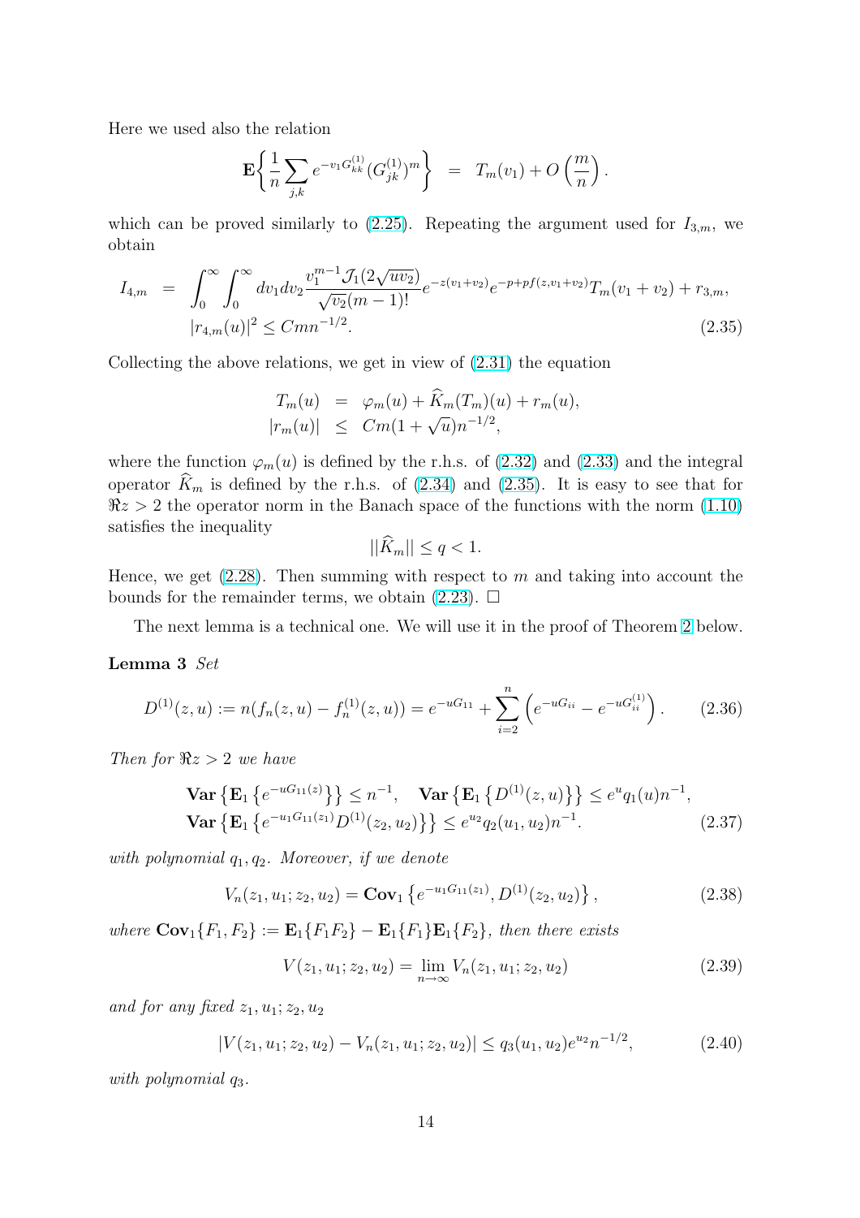Here we used also the relation

$$\mathbf{E}\bigg\{\frac{1}{n}\sum_{j,k} e^{-v_1 G^{(1)}_{kk}}(G^{(1)}_{jk})^m\bigg\} \;=\; T_m(v_1) + O\left(\frac{m}{n}\right).$$

which can be proved similarly to (2.25). Repeating the argument used for $I_{3,m}$, we obtain

$$\begin{aligned} I_{4,m} &= \int_0^\infty\int_0^\infty dv_1 dv_2 \frac{v_1^{m-1}\mathcal{J}_1(2\sqrt{uv_2})}{\sqrt{v_2}(m-1)!} e^{-z(v_1+v_2)} e^{-p+pf(z,v_1+v_2)} T_m(v_1+v_2) + r_{3,m}, \\ &|r_{4,m}(u)|^2 \le Cmn^{-1/2}. \end{aligned} \tag{2.35}$$

Collecting the above relations, we get in view of (2.31) the equation

$$\begin{aligned} T_m(u) &= \varphi_m(u) + \widehat{K}_m(T_m)(u) + r_m(u), \\ |r_m(u)| &\le Cm(1+\sqrt{u})n^{-1/2}, \end{aligned}$$

where the function $\varphi_m(u)$ is defined by the r.h.s. of (2.32) and (2.33) and the integral operator $\widehat{K}_m$ is defined by the r.h.s. of (2.34) and (2.35). It is easy to see that for $\Re z > 2$ the operator norm in the Banach space of the functions with the norm (1.10) satisfies the inequality

$$||\widehat{K}_m|| \le q < 1.$$

Hence, we get (2.28). Then summing with respect to $m$ and taking into account the bounds for the remainder terms, we obtain (2.23). $\square$

The next lemma is a technical one. We will use it in the proof of Theorem 2 below.

**Lemma 3** *Set*

$$D^{(1)}(z,u) := n(f_n(z,u) - f_n^{(1)}(z,u)) = e^{-uG_{11}} + \sum_{i=2}^n \left(e^{-uG_{ii}} - e^{-uG_{ii}^{(1)}}\right). \tag{2.36}$$

*Then for $\Re z > 2$ we have*

$$\begin{aligned} &\mathbf{Var}\left\{\mathbf{E}_1\left\{e^{-uG_{11}(z)}\right\}\right\} \le n^{-1}, \quad \mathbf{Var}\left\{\mathbf{E}_1\left\{D^{(1)}(z,u)\right\}\right\} \le e^u q_1(u) n^{-1}, \\ &\mathbf{Var}\left\{\mathbf{E}_1\left\{e^{-u_1 G_{11}(z_1)} D^{(1)}(z_2,u_2)\right\}\right\} \le e^{u_2} q_2(u_1,u_2) n^{-1}. \end{aligned} \tag{2.37}$$

*with polynomial $q_1, q_2$. Moreover, if we denote*

$$V_n(z_1,u_1;z_2,u_2) = \mathbf{Cov}_1\left\{e^{-u_1 G_{11}(z_1)}, D^{(1)}(z_2,u_2)\right\}, \tag{2.38}$$

*where $\mathbf{Cov}_1\{F_1,F_2\} := \mathbf{E}_1\{F_1F_2\} - \mathbf{E}_1\{F_1\}\mathbf{E}_1\{F_2\}$, then there exists*

$$V(z_1,u_1;z_2,u_2) = \lim_{n\to\infty} V_n(z_1,u_1;z_2,u_2) \tag{2.39}$$

*and for any fixed $z_1,u_1;z_2,u_2$*

$$|V(z_1,u_1;z_2,u_2) - V_n(z_1,u_1;z_2,u_2)| \le q_3(u_1,u_2)e^{u_2}n^{-1/2}, \tag{2.40}$$

*with polynomial $q_3$.*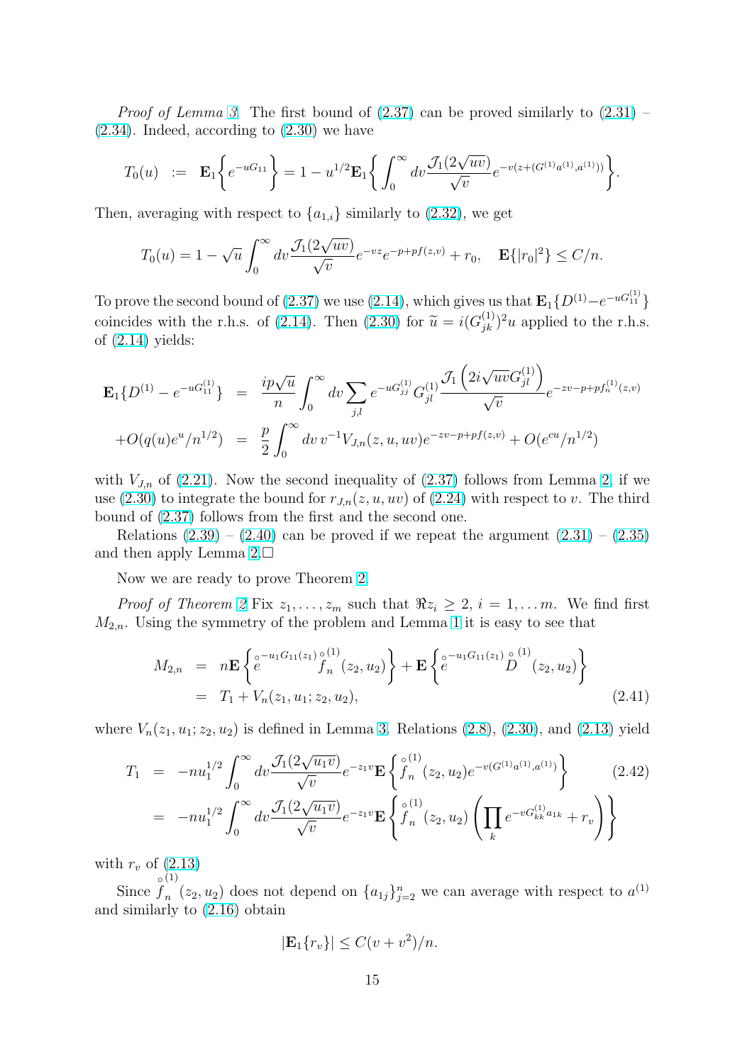*Proof of Lemma 3.* The first bound of (2.37) can be proved similarly to (2.31) – (2.34). Indeed, according to (2.30) we have

$$T_0(u) \;:=\; \mathbf{E}_1\Big\{e^{-uG_{11}}\Big\} = 1 - u^{1/2}\mathbf{E}_1\Big\{\int_0^\infty dv \frac{\mathcal{J}_1(2\sqrt{uv})}{\sqrt{v}} e^{-v(z+(G^{(1)}a^{(1)},a^{(1)}))}\Big\}.$$

Then, averaging with respect to $\{a_{1,i}\}$ similarly to (2.32), we get

$$T_0(u) = 1 - \sqrt{u}\int_0^\infty dv \frac{\mathcal{J}_1(2\sqrt{uv})}{\sqrt{v}} e^{-vz} e^{-p+pf(z,v)} + r_0, \quad \mathbf{E}\{|r_0|^2\} \le C/n.$$

To prove the second bound of (2.37) we use (2.14), which gives us that $\mathbf{E}_1\{D^{(1)} - e^{-uG_{11}^{(1)}}\}$ coincides with the r.h.s. of (2.14). Then (2.30) for $\widetilde{u} = i(G_{jk}^{(1)})^2 u$ applied to the r.h.s. of (2.14) yields:

$$\begin{aligned}
\mathbf{E}_1\{D^{(1)} - e^{-uG_{11}^{(1)}}\} &= \frac{ip\sqrt{u}}{n}\int_0^\infty dv \sum_{j,l} e^{-uG_{jj}^{(1)}} G_{jl}^{(1)} \frac{\mathcal{J}_1\left(2i\sqrt{uv}G_{jl}^{(1)}\right)}{\sqrt{v}} e^{-zv-p+pf_n^{(1)}(z,v)} \\
+O(q(u)e^u/n^{1/2}) &= \frac{p}{2}\int_0^\infty dv\, v^{-1} V_{J,n}(z,u,uv) e^{-zv-p+pf(z,v)} + O(e^{cu}/n^{1/2})
\end{aligned}$$

with $V_{J,n}$ of (2.21). Now the second inequality of (2.37) follows from Lemma 2, if we use (2.30) to integrate the bound for $r_{J,n}(z,u,uv)$ of (2.24) with respect to $v$. The third bound of (2.37) follows from the first and the second one.

Relations (2.39) – (2.40) can be proved if we repeat the argument (2.31) – (2.35) and then apply Lemma 2.□

Now we are ready to prove Theorem 2.

*Proof of Theorem 2* Fix $z_1, \dots, z_m$ such that $\Re z_i \ge 2$, $i = 1, \dots m$. We find first $M_{2,n}$. Using the symmetry of the problem and Lemma 1 it is easy to see that

$$\begin{aligned}
M_{2,n} &= n\mathbf{E}\left\{ \overset{\circ}{e}{}^{-u_1G_{11}(z_1)} \overset{\circ}{f}{}_n^{(1)}(z_2,u_2)\right\} + \mathbf{E}\left\{ \overset{\circ}{e}{}^{-u_1G_{11}(z_1)} \overset{\circ}{D}{}^{(1)}(z_2,u_2)\right\} \\
&= T_1 + V_n(z_1,u_1;z_2,u_2),
\end{aligned} \tag{2.41}$$

where $V_n(z_1,u_1;z_2,u_2)$ is defined in Lemma 3. Relations (2.8), (2.30), and (2.13) yield

$$\begin{aligned}
T_1 &= -nu_1^{1/2}\int_0^\infty dv \frac{\mathcal{J}_1(2\sqrt{u_1v})}{\sqrt{v}} e^{-z_1v}\mathbf{E}\left\{ \overset{\circ}{f}{}_n^{(1)}(z_2,u_2) e^{-v(G^{(1)}a^{(1)},a^{(1)})}\right\} \\
&= -nu_1^{1/2}\int_0^\infty dv \frac{\mathcal{J}_1(2\sqrt{u_1v})}{\sqrt{v}} e^{-z_1v}\mathbf{E}\left\{ \overset{\circ}{f}{}_n^{(1)}(z_2,u_2) \left(\prod_k e^{-vG_{kk}^{(1)}a_{1k}} + r_v\right)\right\}
\end{aligned} \tag{2.42}$$

with $r_v$ of (2.13)

Since $\overset{\circ}{f}{}_n^{(1)}(z_2,u_2)$ does not depend on $\{a_{1j}\}_{j=2}^n$ we can average with respect to $a^{(1)}$ and similarly to (2.16) obtain

$$|\mathbf{E}_1\{r_v\}| \le C(v+v^2)/n.$$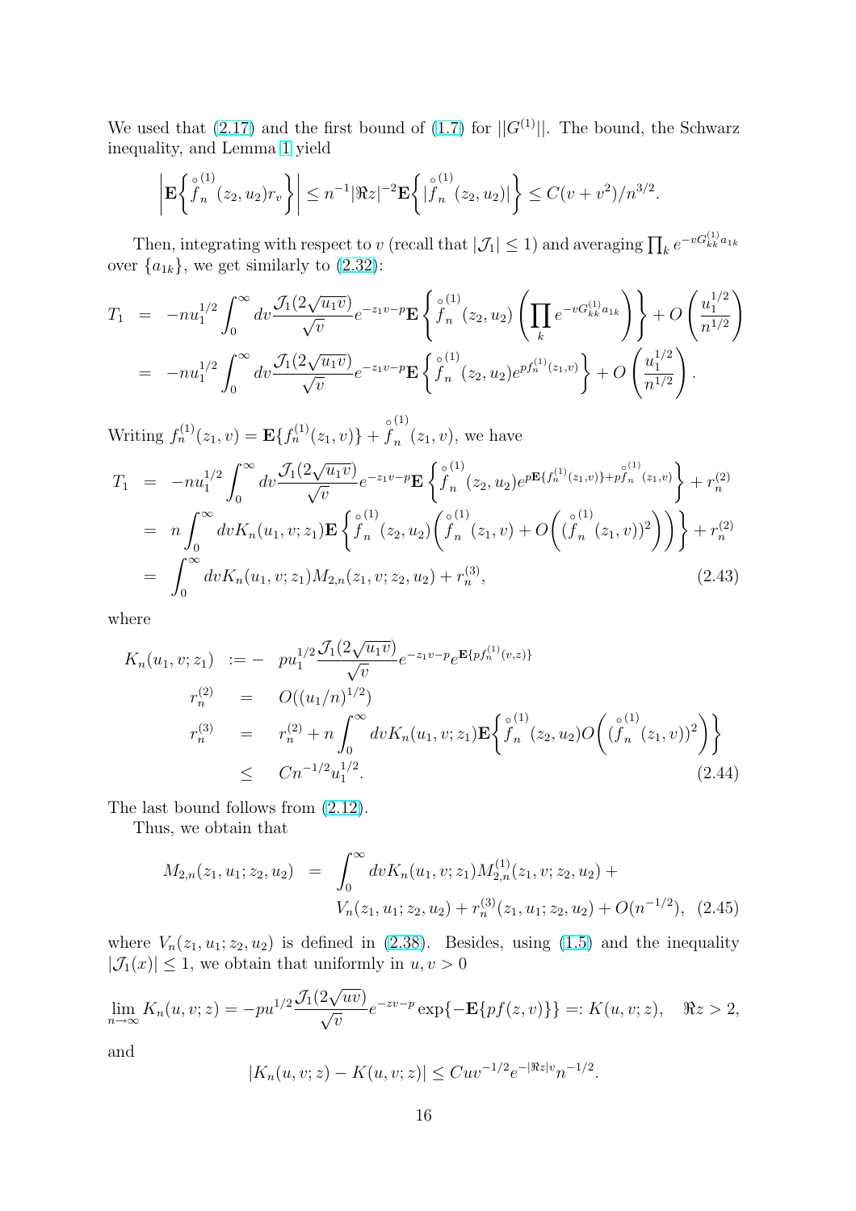We used that (2.17) and the first bound of (1.7) for $||G^{(1)}||$. The bound, the Schwarz inequality, and Lemma 1 yield

$$\left|\mathbf{E}\left\{\overset{\circ}{f}{}_n^{(1)}(z_2,u_2)r_v\right\}\right| \le n^{-1}|\Re z|^{-2}\mathbf{E}\left\{|\overset{\circ}{f}{}_n^{(1)}(z_2,u_2)|\right\} \le C(v+v^2)/n^{3/2}.$$

Then, integrating with respect to $v$ (recall that $|\mathcal{J}_1|\le 1$) and averaging $\prod_k e^{-vG_{kk}^{(1)}a_{1k}}$ over $\{a_{1k}\}$, we get similarly to (2.32):

$$\begin{aligned}
T_1 &= -nu_1^{1/2}\int_0^\infty dv\frac{\mathcal{J}_1(2\sqrt{u_1v})}{\sqrt{v}}e^{-z_1v-p}\mathbf{E}\left\{\overset{\circ}{f}{}_n^{(1)}(z_2,u_2)\left(\prod_k e^{-vG_{kk}^{(1)}a_{1k}}\right)\right\}+O\left(\frac{u_1^{1/2}}{n^{1/2}}\right)\\
&= -nu_1^{1/2}\int_0^\infty dv\frac{\mathcal{J}_1(2\sqrt{u_1v})}{\sqrt{v}}e^{-z_1v-p}\mathbf{E}\left\{\overset{\circ}{f}{}_n^{(1)}(z_2,u_2)e^{pf_n^{(1)}(z_1,v)}\right\}+O\left(\frac{u_1^{1/2}}{n^{1/2}}\right).
\end{aligned}$$

Writing $f_n^{(1)}(z_1,v)=\mathbf{E}\{f_n^{(1)}(z_1,v)\}+\overset{\circ}{f}{}_n^{(1)}(z_1,v)$, we have

$$\begin{aligned}
T_1 &= -nu_1^{1/2}\int_0^\infty dv\frac{\mathcal{J}_1(2\sqrt{u_1v})}{\sqrt{v}}e^{-z_1v-p}\mathbf{E}\left\{\overset{\circ}{f}{}_n^{(1)}(z_2,u_2)e^{p\mathbf{E}\{f_n^{(1)}(z_1,v)\}+p\overset{\circ}{f}{}_n^{(1)}(z_1,v)}\right\}+r_n^{(2)}\\
&= n\int_0^\infty dvK_n(u_1,v;z_1)\mathbf{E}\left\{\overset{\circ}{f}{}_n^{(1)}(z_2,u_2)\left(\overset{\circ}{f}{}_n^{(1)}(z_1,v)+O\left((\overset{\circ}{f}{}_n^{(1)}(z_1,v))^2\right)\right)\right\}+r_n^{(2)}\\
&= \int_0^\infty dvK_n(u_1,v;z_1)M_{2,n}(z_1,v;z_2,u_2)+r_n^{(3)}, \qquad (2.43)
\end{aligned}$$

where

$$\begin{aligned}
K_n(u_1,v;z_1) &:= -\ pu_1^{1/2}\frac{\mathcal{J}_1(2\sqrt{u_1v})}{\sqrt{v}}e^{-z_1v-p}e^{\mathbf{E}\{pf_n^{(1)}(v,z)\}}\\
r_n^{(2)} &= O((u_1/n)^{1/2})\\
r_n^{(3)} &= r_n^{(2)}+n\int_0^\infty dvK_n(u_1,v;z_1)\mathbf{E}\left\{\overset{\circ}{f}{}_n^{(1)}(z_2,u_2)O\left((\overset{\circ}{f}{}_n^{(1)}(z_1,v))^2\right)\right\}\\
&\le Cn^{-1/2}u_1^{1/2}. \qquad (2.44)
\end{aligned}$$

The last bound follows from (2.12).

Thus, we obtain that

$$\begin{aligned}
M_{2,n}(z_1,u_1;z_2,u_2) &= \int_0^\infty dvK_n(u_1,v;z_1)M_{2,n}^{(1)}(z_1,v;z_2,u_2)+\\
&\quad V_n(z_1,u_1;z_2,u_2)+r_n^{(3)}(z_1,u_1;z_2,u_2)+O(n^{-1/2}), \quad (2.45)
\end{aligned}$$

where $V_n(z_1,u_1;z_2,u_2)$ is defined in (2.38). Besides, using (1.5) and the inequality $|\mathcal{J}_1(x)|\le 1$, we obtain that uniformly in $u,v>0$

$$\lim_{n\to\infty}K_n(u,v;z)=-pu^{1/2}\frac{\mathcal{J}_1(2\sqrt{uv})}{\sqrt{v}}e^{-zv-p}\exp\{-\mathbf{E}\{pf(z,v)\}\}=:K(u,v;z), \quad \Re z>2,$$

and

$$|K_n(u,v;z)-K(u,v;z)|\le Cuv^{-1/2}e^{-|\Re z|v}n^{-1/2}.$$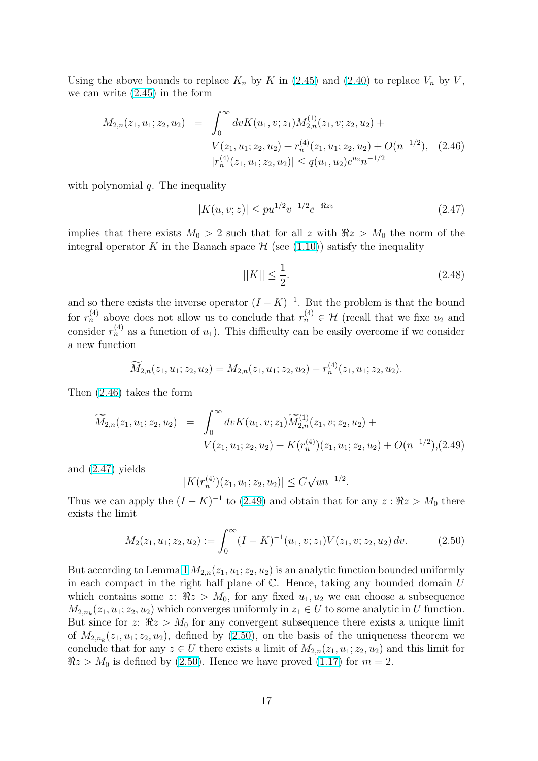Using the above bounds to replace $K_n$ by $K$ in (2.45) and (2.40) to replace $V_n$ by $V$, we can write (2.45) in the form

$$
\begin{aligned}
M_{2,n}(z_1,u_1;z_2,u_2) &= \int_0^\infty dv K(u_1,v;z_1) M_{2,n}^{(1)}(z_1,v;z_2,u_2) + \\
&\quad V(z_1,u_1;z_2,u_2) + r_n^{(4)}(z_1,u_1;z_2,u_2) + O(n^{-1/2}), \quad (2.46)\\
&|r_n^{(4)}(z_1,u_1;z_2,u_2)| \le q(u_1,u_2)e^{u_2}n^{-1/2}
\end{aligned}
$$

with polynomial $q$. The inequality

$$
|K(u,v;z)| \le p u^{1/2} v^{-1/2} e^{-\Re z v} \tag{2.47}
$$

implies that there exists $M_0 > 2$ such that for all $z$ with $\Re z > M_0$ the norm of the integral operator $K$ in the Banach space $\mathcal{H}$ (see (1.10)) satisfy the inequality

$$
||K|| \le \frac{1}{2}. \tag{2.48}
$$

and so there exists the inverse operator $(I-K)^{-1}$. But the problem is that the bound for $r_n^{(4)}$ above does not allow us to conclude that $r_n^{(4)} \in \mathcal{H}$ (recall that we fixe $u_2$ and consider $r_n^{(4)}$ as a function of $u_1$). This difficulty can be easily overcome if we consider a new function

$$
\widetilde{M}_{2,n}(z_1,u_1;z_2,u_2) = M_{2,n}(z_1,u_1;z_2,u_2) - r_n^{(4)}(z_1,u_1;z_2,u_2).
$$

Then (2.46) takes the form

$$
\begin{aligned}
\widetilde{M}_{2,n}(z_1,u_1;z_2,u_2) &= \int_0^\infty dv K(u_1,v;z_1) \widetilde{M}_{2,n}^{(1)}(z_1,v;z_2,u_2) + \\
&\quad V(z_1,u_1;z_2,u_2) + K(r_n^{(4)})(z_1,u_1;z_2,u_2) + O(n^{-1/2}), \quad (2.49)
\end{aligned}
$$

and (2.47) yields

$$
|K(r_n^{(4)})(z_1,u_1;z_2,u_2)| \le C\sqrt{u} n^{-1/2}.
$$

Thus we can apply the $(I-K)^{-1}$ to (2.49) and obtain that for any $z : \Re z > M_0$ there exists the limit

$$
M_2(z_1,u_1;z_2,u_2) := \int_0^\infty (I-K)^{-1}(u_1,v;z_1) V(z_1,v;z_2,u_2)\, dv. \tag{2.50}
$$

But according to Lemma 1 $M_{2,n}(z_1,u_1;z_2,u_2)$ is an analytic function bounded uniformly in each compact in the right half plane of $\mathbb{C}$. Hence, taking any bounded domain $U$ which contains some $z$: $\Re z > M_0$, for any fixed $u_1, u_2$ we can choose a subsequence $M_{2,n_k}(z_1,u_1;z_2,u_2)$ which converges uniformly in $z_1 \in U$ to some analytic in $U$ function. But since for $z$: $\Re z > M_0$ for any convergent subsequence there exists a unique limit of $M_{2,n_k}(z_1,u_1;z_2,u_2)$, defined by (2.50), on the basis of the uniqueness theorem we conclude that for any $z \in U$ there exists a limit of $M_{2,n}(z_1,u_1;z_2,u_2)$ and this limit for $\Re z > M_0$ is defined by (2.50). Hence we have proved (1.17) for $m = 2$.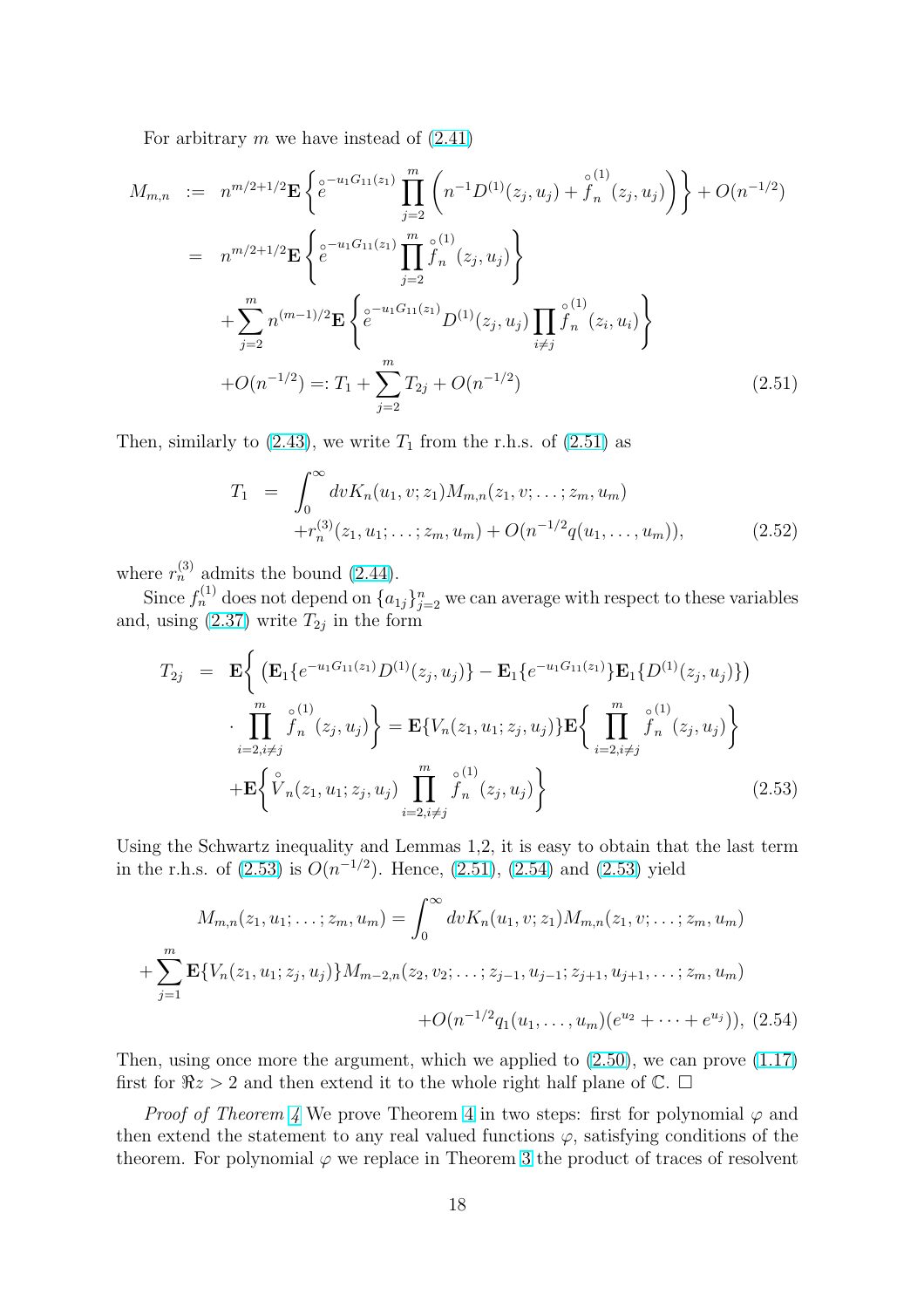For arbitrary $m$ we have instead of (2.41)

$$
\begin{aligned}
M_{m,n} &:= n^{m/2+1/2}\mathbf{E}\left\{ \overset{\circ}{e}^{-u_1 G_{11}(z_1)} \prod_{j=2}^{m}\left( n^{-1}D^{(1)}(z_j,u_j) + \overset{\circ}{f}{}_n^{(1)}(z_j,u_j)\right)\right\} + O(n^{-1/2}) \\
&= n^{m/2+1/2}\mathbf{E}\left\{ \overset{\circ}{e}^{-u_1 G_{11}(z_1)} \prod_{j=2}^{m} \overset{\circ}{f}{}_n^{(1)}(z_j,u_j)\right\} \\
&\quad + \sum_{j=2}^{m} n^{(m-1)/2}\mathbf{E}\left\{ \overset{\circ}{e}^{-u_1 G_{11}(z_1)} D^{(1)}(z_j,u_j)\prod_{i\neq j} \overset{\circ}{f}{}_n^{(1)}(z_i,u_i)\right\} \\
&\quad + O(n^{-1/2}) =: T_1 + \sum_{j=2}^{m} T_{2j} + O(n^{-1/2}) \qquad (2.51)
\end{aligned}
$$

Then, similarly to (2.43), we write $T_1$ from the r.h.s. of (2.51) as

$$
\begin{aligned}
T_1 &= \int_0^\infty dv K_n(u_1,v;z_1) M_{m,n}(z_1,v;\dots;z_m,u_m) \\
&\quad + r_n^{(3)}(z_1,u_1;\dots;z_m,u_m) + O(n^{-1/2}q(u_1,\dots,u_m)), \qquad (2.52)
\end{aligned}
$$

where $r_n^{(3)}$ admits the bound (2.44).

Since $f_n^{(1)}$ does not depend on $\{a_{1j}\}_{j=2}^{n}$ we can average with respect to these variables and, using (2.37) write $T_{2j}$ in the form

$$
\begin{aligned}
T_{2j} &= \mathbf{E}\bigg\{ \left( \mathbf{E}_1\{e^{-u_1 G_{11}(z_1)} D^{(1)}(z_j,u_j)\} - \mathbf{E}_1\{e^{-u_1 G_{11}(z_1)}\}\mathbf{E}_1\{D^{(1)}(z_j,u_j)\}\right) \\
&\quad \cdot \prod_{i=2, i\neq j}^{m} \overset{\circ}{f}{}_n^{(1)}(z_j,u_j)\bigg\} = \mathbf{E}\{V_n(z_1,u_1;z_j,u_j)\}\mathbf{E}\bigg\{ \prod_{i=2,i\neq j}^{m} \overset{\circ}{f}{}_n^{(1)}(z_j,u_j)\bigg\} \\
&\quad + \mathbf{E}\bigg\{ \overset{\circ}{V}_n(z_1,u_1;z_j,u_j) \prod_{i=2,i\neq j}^{m} \overset{\circ}{f}{}_n^{(1)}(z_j,u_j)\bigg\} \qquad (2.53)
\end{aligned}
$$

Using the Schwartz inequality and Lemmas 1,2, it is easy to obtain that the last term in the r.h.s. of (2.53) is $O(n^{-1/2})$. Hence, (2.51), (2.54) and (2.53) yield

$$
\begin{aligned}
M_{m,n}(z_1,u_1;\dots;z_m,u_m) &= \int_0^\infty dv K_n(u_1,v;z_1) M_{m,n}(z_1,v;\dots;z_m,u_m) \\
+\sum_{j=1}^{m} \mathbf{E}\{V_n(z_1,u_1;z_j,u_j)\} & M_{m-2,n}(z_2,v_2;\dots;z_{j-1},u_{j-1};z_{j+1},u_{j+1},\dots;z_m,u_m) \\
&+ O(n^{-1/2}q_1(u_1,\dots,u_m)(e^{u_2}+\dots+e^{u_j})), \quad (2.54)
\end{aligned}
$$

Then, using once more the argument, which we applied to (2.50), we can prove (1.17) first for $\Re z > 2$ and then extend it to the whole right half plane of $\mathbb{C}$. $\square$

*Proof of Theorem 4* We prove Theorem 4 in two steps: first for polynomial $\varphi$ and then extend the statement to any real valued functions $\varphi$, satisfying conditions of the theorem. For polynomial $\varphi$ we replace in Theorem 3 the product of traces of resolvent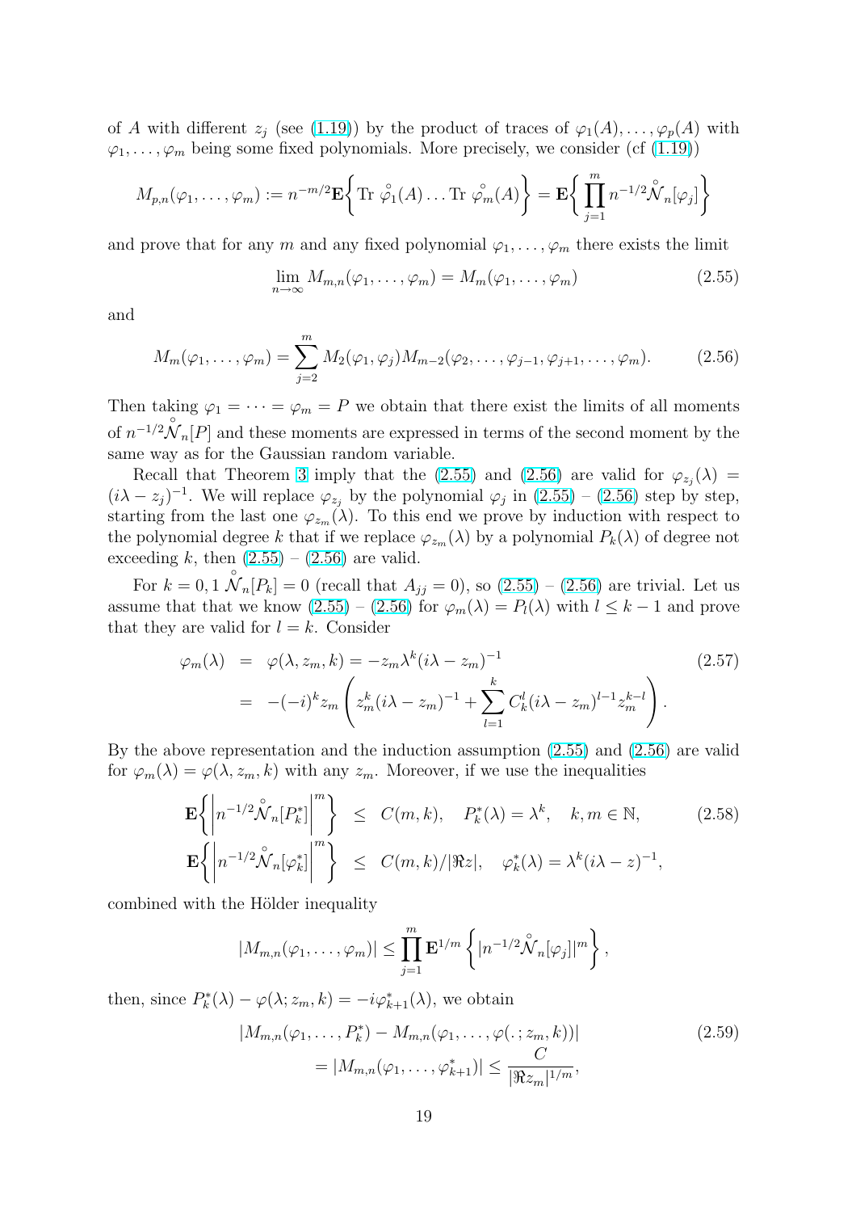of $A$ with different $z_j$ (see (1.19)) by the product of traces of $\varphi_1(A), \dots, \varphi_p(A)$ with $\varphi_1, \dots, \varphi_m$ being some fixed polynomials. More precisely, we consider (cf (1.19))

$$M_{p,n}(\varphi_1, \dots, \varphi_m) := n^{-m/2}\mathbf{E}\bigg\{ \mathrm{Tr}\ \overset{\circ}{\varphi}_1(A) \dots \mathrm{Tr}\ \overset{\circ}{\varphi}_m(A) \bigg\} = \mathbf{E}\bigg\{ \prod_{j=1}^{m} n^{-1/2}\overset{\circ}{\mathcal{N}}_n[\varphi_j] \bigg\}$$

and prove that for any $m$ and any fixed polynomial $\varphi_1, \dots, \varphi_m$ there exists the limit

$$\lim_{n\to\infty} M_{m,n}(\varphi_1, \dots, \varphi_m) = M_m(\varphi_1, \dots, \varphi_m) \tag{2.55}$$

and

$$M_m(\varphi_1, \dots, \varphi_m) = \sum_{j=2}^{m} M_2(\varphi_1, \varphi_j) M_{m-2}(\varphi_2, \dots, \varphi_{j-1}, \varphi_{j+1}, \dots, \varphi_m). \tag{2.56}$$

Then taking $\varphi_1 = \dots = \varphi_m = P$ we obtain that there exist the limits of all moments of $n^{-1/2}\overset{\circ}{\mathcal{N}}_n[P]$ and these moments are expressed in terms of the second moment by the same way as for the Gaussian random variable.

Recall that Theorem 3 imply that the (2.55) and (2.56) are valid for $\varphi_{z_j}(\lambda) = (i\lambda - z_j)^{-1}$. We will replace $\varphi_{z_j}$ by the polynomial $\varphi_j$ in (2.55) – (2.56) step by step, starting from the last one $\varphi_{z_m}(\lambda)$. To this end we prove by induction with respect to the polynomial degree $k$ that if we replace $\varphi_{z_m}(\lambda)$ by a polynomial $P_k(\lambda)$ of degree not exceeding $k$, then (2.55) – (2.56) are valid.

For $k = 0, 1$ $\overset{\circ}{\mathcal{N}}_n[P_k] = 0$ (recall that $A_{jj} = 0$), so (2.55) – (2.56) are trivial. Let us assume that that we know (2.55) – (2.56) for $\varphi_m(\lambda) = P_l(\lambda)$ with $l \le k-1$ and prove that they are valid for $l = k$. Consider

$$\begin{aligned} \varphi_m(\lambda) &= \varphi(\lambda, z_m, k) = -z_m \lambda^k (i\lambda - z_m)^{-1} \\ &= -(-i)^k z_m \left( z_m^k (i\lambda - z_m)^{-1} + \sum_{l=1}^{k} C_k^l (i\lambda - z_m)^{l-1} z_m^{k-l} \right). \end{aligned} \tag{2.57}$$

By the above representation and the induction assumption (2.55) and (2.56) are valid for $\varphi_m(\lambda) = \varphi(\lambda, z_m, k)$ with any $z_m$. Moreover, if we use the inequalities

$$\begin{aligned} \mathbf{E}\bigg\{ \Big| n^{-1/2}\overset{\circ}{\mathcal{N}}_n[P_k^*] \Big|^m \bigg\} &\le C(m,k), \quad P_k^*(\lambda) = \lambda^k, \quad k, m \in \mathbb{N}, \\ \mathbf{E}\bigg\{ \Big| n^{-1/2}\overset{\circ}{\mathcal{N}}_n[\varphi_k^*] \Big|^m \bigg\} &\le C(m,k)/|\Re z|, \quad \varphi_k^*(\lambda) = \lambda^k (i\lambda - z)^{-1}, \end{aligned} \tag{2.58}$$

combined with the Hölder inequality

$$|M_{m,n}(\varphi_1, \dots, \varphi_m)| \le \prod_{j=1}^{m} \mathbf{E}^{1/m} \left\{ |n^{-1/2}\overset{\circ}{\mathcal{N}}_n[\varphi_j]|^m \right\},$$

then, since $P_k^*(\lambda) - \varphi(\lambda; z_m, k) = -i\varphi_{k+1}^*(\lambda)$, we obtain

$$\begin{aligned} &|M_{m,n}(\varphi_1, \dots, P_k^*) - M_{m,n}(\varphi_1, \dots, \varphi(.\,; z_m, k))| \\ &\qquad = |M_{m,n}(\varphi_1, \dots, \varphi_{k+1}^*)| \le \frac{C}{|\Re z_m|^{1/m}}, \end{aligned} \tag{2.59}$$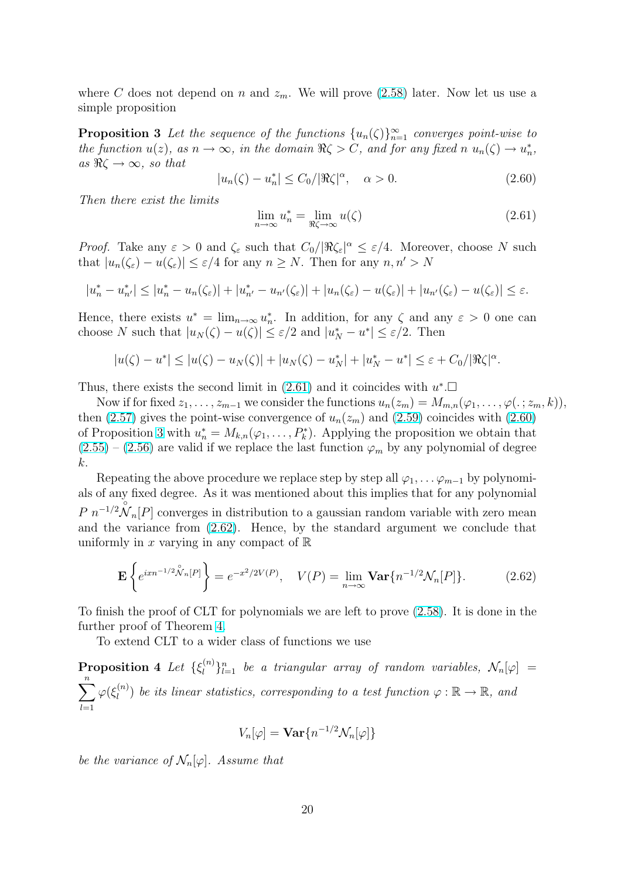where $C$ does not depend on $n$ and $z_m$. We will prove (2.58) later. Now let us use a simple proposition

**Proposition 3** *Let the sequence of the functions $\{u_n(\zeta)\}_{n=1}^{\infty}$ converges point-wise to the function $u(z)$, as $n \to \infty$, in the domain $\Re\zeta > C$, and for any fixed $n$ $u_n(\zeta) \to u_n^*$, as $\Re\zeta \to \infty$, so that*

$$|u_n(\zeta) - u_n^*| \le C_0/|\Re\zeta|^{\alpha}, \quad \alpha > 0. \tag{2.60}$$

*Then there exist the limits*

$$\lim_{n\to\infty} u_n^* = \lim_{\Re\zeta\to\infty} u(\zeta) \tag{2.61}$$

*Proof.* Take any $\varepsilon > 0$ and $\zeta_\varepsilon$ such that $C_0/|\Re\zeta_\varepsilon|^{\alpha} \le \varepsilon/4$. Moreover, choose $N$ such that $|u_n(\zeta_\varepsilon) - u(\zeta_\varepsilon)| \le \varepsilon/4$ for any $n \ge N$. Then for any $n, n' > N$

$$|u_n^* - u_{n'}^*| \le |u_n^* - u_n(\zeta_\varepsilon)| + |u_{n'}^* - u_{n'}(\zeta_\varepsilon)| + |u_n(\zeta_\varepsilon) - u(\zeta_\varepsilon)| + |u_{n'}(\zeta_\varepsilon) - u(\zeta_\varepsilon)| \le \varepsilon.$$

Hence, there exists $u^* = \lim_{n\to\infty} u_n^*$. In addition, for any $\zeta$ and any $\varepsilon > 0$ one can choose $N$ such that $|u_N(\zeta) - u(\zeta)| \le \varepsilon/2$ and $|u_N^* - u^*| \le \varepsilon/2$. Then

$$|u(\zeta) - u^*| \le |u(\zeta) - u_N(\zeta)| + |u_N(\zeta) - u_N^*| + |u_N^* - u^*| \le \varepsilon + C_0/|\Re\zeta|^{\alpha}.$$

Thus, there exists the second limit in (2.61) and it coincides with $u^*$.$\square$

Now if for fixed $z_1, \dots, z_{m-1}$ we consider the functions $u_n(z_m) = M_{m,n}(\varphi_1, \dots, \varphi(.\,; z_m, k))$, then (2.57) gives the point-wise convergence of $u_n(z_m)$ and (2.59) coincides with (2.60) of Proposition 3 with $u_n^* = M_{k,n}(\varphi_1, \dots, P_k^*)$. Applying the proposition we obtain that (2.55) – (2.56) are valid if we replace the last function $\varphi_m$ by any polynomial of degree $k$.

Repeating the above procedure we replace step by step all $\varphi_1, \dots \varphi_{m-1}$ by polynomials of any fixed degree. As it was mentioned about this implies that for any polynomial $P$ $n^{-1/2}\overset{\circ}{\mathcal{N}}_n[P]$ converges in distribution to a gaussian random variable with zero mean and the variance from (2.62). Hence, by the standard argument we conclude that uniformly in $x$ varying in any compact of $\mathbb{R}$

$$\mathbf{E}\left\{e^{ixn^{-1/2}\overset{\circ}{\mathcal{N}}_n[P]}\right\} = e^{-x^2/2V(P)}, \quad V(P) = \lim_{n\to\infty} \mathbf{Var}\{n^{-1/2}\mathcal{N}_n[P]\}. \tag{2.62}$$

To finish the proof of CLT for polynomials we are left to prove (2.58). It is done in the further proof of Theorem 4.

To extend CLT to a wider class of functions we use

**Proposition 4** *Let $\{\xi_l^{(n)}\}_{l=1}^n$ be a triangular array of random variables, $\mathcal{N}_n[\varphi] = \sum_{l=1}^n \varphi(\xi_l^{(n)})$ be its linear statistics, corresponding to a test function $\varphi : \mathbb{R} \to \mathbb{R}$, and*

$$V_n[\varphi] = \mathbf{Var}\{n^{-1/2}\mathcal{N}_n[\varphi]\}$$

*be the variance of $\mathcal{N}_n[\varphi]$. Assume that*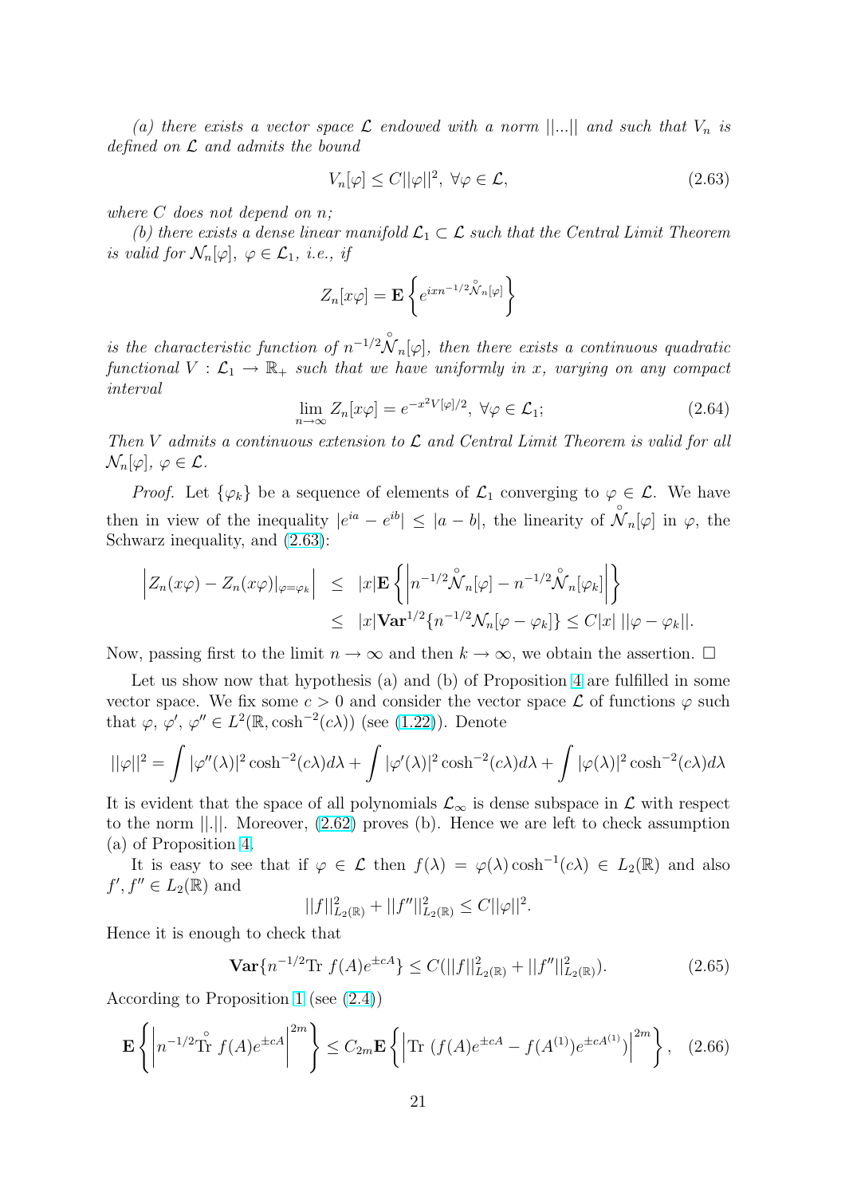*(a) there exists a vector space $\mathcal{L}$ endowed with a norm $||...||$ and such that $V_n$ is defined on $\mathcal{L}$ and admits the bound*

$$V_n[\varphi] \leq C||\varphi||^2, \ \forall \varphi \in \mathcal{L}, \tag{2.63}$$

*where $C$ does not depend on $n$;*

*(b) there exists a dense linear manifold $\mathcal{L}_1 \subset \mathcal{L}$ such that the Central Limit Theorem is valid for $\mathcal{N}_n[\varphi]$, $\varphi \in \mathcal{L}_1$, i.e., if*

$$Z_n[x\varphi] = \mathbf{E}\left\{ e^{ixn^{-1/2}\overset{\circ}{\mathcal{N}}_n[\varphi]} \right\}$$

*is the characteristic function of $n^{-1/2}\overset{\circ}{\mathcal{N}}_n[\varphi]$, then there exists a continuous quadratic functional $V : \mathcal{L}_1 \to \mathbb{R}_+$ such that we have uniformly in $x$, varying on any compact interval*

$$\lim_{n\to\infty} Z_n[x\varphi] = e^{-x^2 V[\varphi]/2}, \ \forall \varphi \in \mathcal{L}_1; \tag{2.64}$$

*Then $V$ admits a continuous extension to $\mathcal{L}$ and Central Limit Theorem is valid for all $\mathcal{N}_n[\varphi]$, $\varphi \in \mathcal{L}$.*

*Proof.* Let $\{\varphi_k\}$ be a sequence of elements of $\mathcal{L}_1$ converging to $\varphi \in \mathcal{L}$. We have then in view of the inequality $|e^{ia} - e^{ib}| \leq |a - b|$, the linearity of $\overset{\circ}{\mathcal{N}}_n[\varphi]$ in $\varphi$, the Schwarz inequality, and (2.63):

$$\begin{aligned}
\left| Z_n(x\varphi) - Z_n(x\varphi)|_{\varphi=\varphi_k} \right| &\leq |x| \mathbf{E}\left\{ \left| n^{-1/2}\overset{\circ}{\mathcal{N}}_n[\varphi] - n^{-1/2}\overset{\circ}{\mathcal{N}}_n[\varphi_k] \right| \right\} \\
&\leq |x| \mathbf{Var}^{1/2}\{n^{-1/2}\mathcal{N}_n[\varphi - \varphi_k]\} \leq C|x| \ ||\varphi - \varphi_k||.
\end{aligned}$$

Now, passing first to the limit $n \to \infty$ and then $k \to \infty$, we obtain the assertion. $\square$

Let us show now that hypothesis (a) and (b) of Proposition 4 are fulfilled in some vector space. We fix some $c > 0$ and consider the vector space $\mathcal{L}$ of functions $\varphi$ such that $\varphi$, $\varphi'$, $\varphi'' \in L^2(\mathbb{R}, \cosh^{-2}(c\lambda))$ (see (1.22)). Denote

$$||\varphi||^2 = \int |\varphi''(\lambda)|^2 \cosh^{-2}(c\lambda) d\lambda + \int |\varphi'(\lambda)|^2 \cosh^{-2}(c\lambda) d\lambda + \int |\varphi(\lambda)|^2 \cosh^{-2}(c\lambda) d\lambda$$

It is evident that the space of all polynomials $\mathcal{L}_\infty$ is dense subspace in $\mathcal{L}$ with respect to the norm $||.||$. Moreover, (2.62) proves (b). Hence we are left to check assumption (a) of Proposition 4.

It is easy to see that if $\varphi \in \mathcal{L}$ then $f(\lambda) = \varphi(\lambda)\cosh^{-1}(c\lambda) \in L_2(\mathbb{R})$ and also $f', f'' \in L_2(\mathbb{R})$ and

$$||f||^2_{L_2(\mathbb{R})} + ||f''||^2_{L_2(\mathbb{R})} \leq C||\varphi||^2.$$

Hence it is enough to check that

$$\mathbf{Var}\{n^{-1/2}\mathrm{Tr}\ f(A)e^{\pm cA}\} \leq C(||f||^2_{L_2(\mathbb{R})} + ||f''||^2_{L_2(\mathbb{R})}). \tag{2.65}$$

According to Proposition 1 (see (2.4))

$$\mathbf{E}\left\{ \left| n^{-1/2}\overset{\circ}{\mathrm{Tr}}\ f(A)e^{\pm cA} \right|^{2m} \right\} \leq C_{2m}\mathbf{E}\left\{ \left| \mathrm{Tr}\ (f(A)e^{\pm cA} - f(A^{(1)})e^{\pm cA^{(1)}}) \right|^{2m} \right\}, \tag{2.66}$$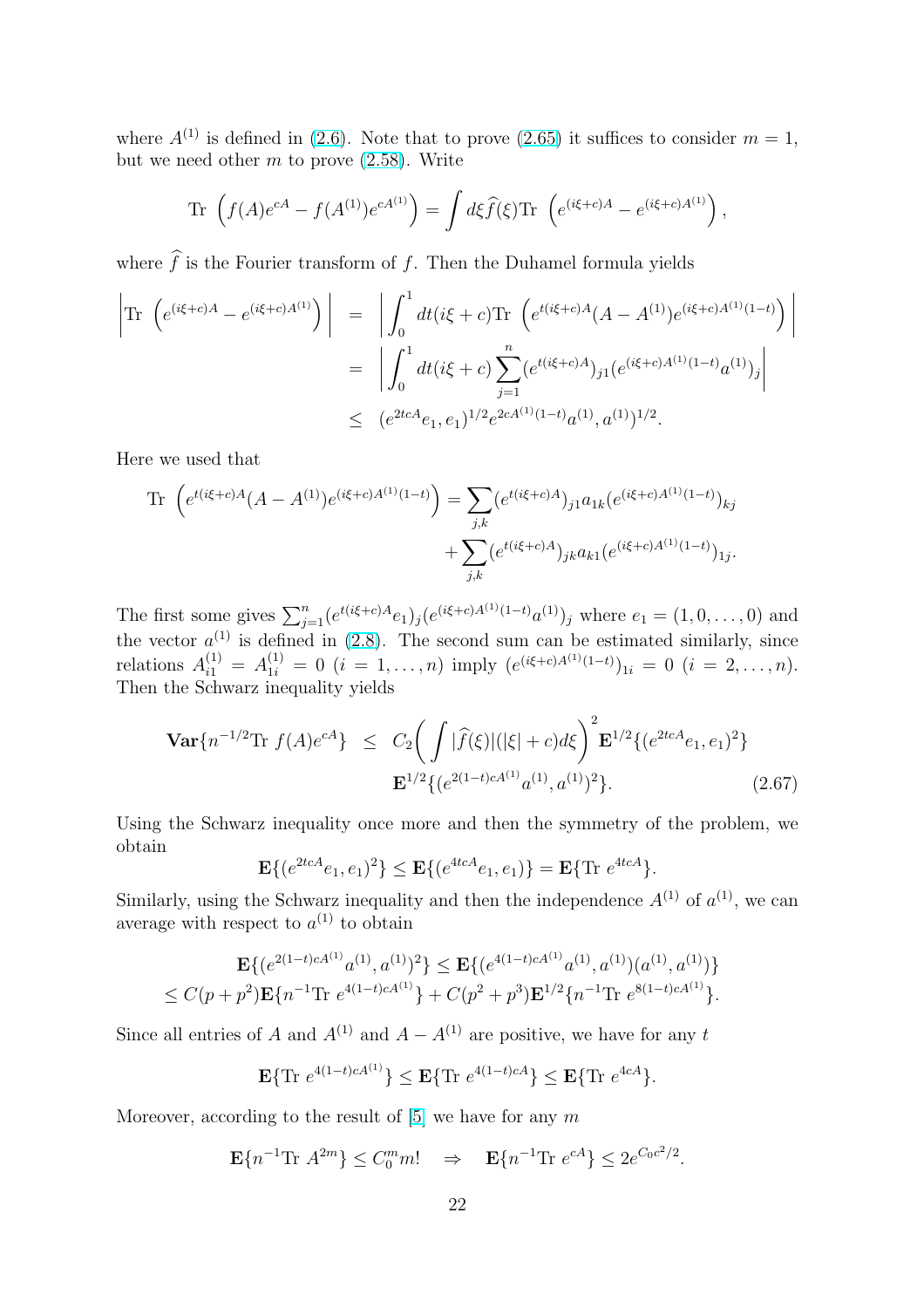where $A^{(1)}$ is defined in (2.6). Note that to prove (2.65) it suffices to consider $m=1$, but we need other $m$ to prove (2.58). Write

$$\mathrm{Tr}\ \left(f(A)e^{cA}-f(A^{(1)})e^{cA^{(1)}}\right)=\int d\xi\widehat{f}(\xi)\mathrm{Tr}\ \left(e^{(i\xi+c)A}-e^{(i\xi+c)A^{(1)}}\right),$$

where $\widehat{f}$ is the Fourier transform of $f$. Then the Duhamel formula yields

$$\begin{aligned}\left|\mathrm{Tr}\ \left(e^{(i\xi+c)A}-e^{(i\xi+c)A^{(1)}}\right)\right| &= \left|\int_0^1 dt(i\xi+c)\mathrm{Tr}\ \left(e^{t(i\xi+c)A}(A-A^{(1)})e^{(i\xi+c)A^{(1)}(1-t)}\right)\right| \\ &= \left|\int_0^1 dt(i\xi+c)\sum_{j=1}^n (e^{t(i\xi+c)A})_{j1}(e^{(i\xi+c)A^{(1)}(1-t)}a^{(1)})_j\right| \\ &\le (e^{2tcA}e_1,e_1)^{1/2}e^{2cA^{(1)}(1-t)}a^{(1)},a^{(1)})^{1/2}.\end{aligned}$$

Here we used that

$$\begin{aligned}\mathrm{Tr}\ \left(e^{t(i\xi+c)A}(A-A^{(1)})e^{(i\xi+c)A^{(1)}(1-t)}\right) &= \sum_{j,k}(e^{t(i\xi+c)A})_{j1}a_{1k}(e^{(i\xi+c)A^{(1)}(1-t)})_{kj} \\ &+\sum_{j,k}(e^{t(i\xi+c)A})_{jk}a_{k1}(e^{(i\xi+c)A^{(1)}(1-t)})_{1j}.\end{aligned}$$

The first some gives $\sum_{j=1}^n(e^{t(i\xi+c)A}e_1)_j(e^{(i\xi+c)A^{(1)}(1-t)}a^{(1)})_j$ where $e_1=(1,0,\dots,0)$ and the vector $a^{(1)}$ is defined in (2.8). The second sum can be estimated similarly, since relations $A^{(1)}_{i1}=A^{(1)}_{1i}=0$ $(i=1,\dots,n)$ imply $(e^{(i\xi+c)A^{(1)}(1-t)})_{1i}=0$ $(i=2,\dots,n)$. Then the Schwarz inequality yields

$$\begin{aligned}\mathbf{Var}\{n^{-1/2}\mathrm{Tr}\ f(A)e^{cA}\} &\le C_2\bigg(\int|\widehat{f}(\xi)|(|\xi|+c)d\xi\bigg)^2\mathbf{E}^{1/2}\{(e^{2tcA}e_1,e_1)^2\} \\ &\quad \mathbf{E}^{1/2}\{(e^{2(1-t)cA^{(1)}}a^{(1)},a^{(1)})^2\}.\end{aligned}\tag{2.67}$$

Using the Schwarz inequality once more and then the symmetry of the problem, we obtain

$$\mathbf{E}\{(e^{2tcA}e_1,e_1)^2\}\le\mathbf{E}\{(e^{4tcA}e_1,e_1)\}=\mathbf{E}\{\mathrm{Tr}\ e^{4tcA}\}.$$

Similarly, using the Schwarz inequality and then the independence $A^{(1)}$ of $a^{(1)}$, we can average with respect to $a^{(1)}$ to obtain

$$\begin{aligned}\mathbf{E}\{(e^{2(1-t)cA^{(1)}}a^{(1)},a^{(1)})^2\}\le\mathbf{E}\{(e^{4(1-t)cA^{(1)}}a^{(1)},a^{(1)})(a^{(1)},a^{(1)})\} \\ \le C(p+p^2)\mathbf{E}\{n^{-1}\mathrm{Tr}\ e^{4(1-t)cA^{(1)}}\}+C(p^2+p^3)\mathbf{E}^{1/2}\{n^{-1}\mathrm{Tr}\ e^{8(1-t)cA^{(1)}}\}.\end{aligned}$$

Since all entries of $A$ and $A^{(1)}$ and $A-A^{(1)}$ are positive, we have for any $t$

$$\mathbf{E}\{\mathrm{Tr}\ e^{4(1-t)cA^{(1)}}\}\le\mathbf{E}\{\mathrm{Tr}\ e^{4(1-t)cA}\}\le\mathbf{E}\{\mathrm{Tr}\ e^{4cA}\}.$$

Moreover, according to the result of [5] we have for any $m$

$$\mathbf{E}\{n^{-1}\mathrm{Tr}\ A^{2m}\}\le C_0^m m!\quad\Rightarrow\quad\mathbf{E}\{n^{-1}\mathrm{Tr}\ e^{cA}\}\le 2e^{C_0c^2/2}.$$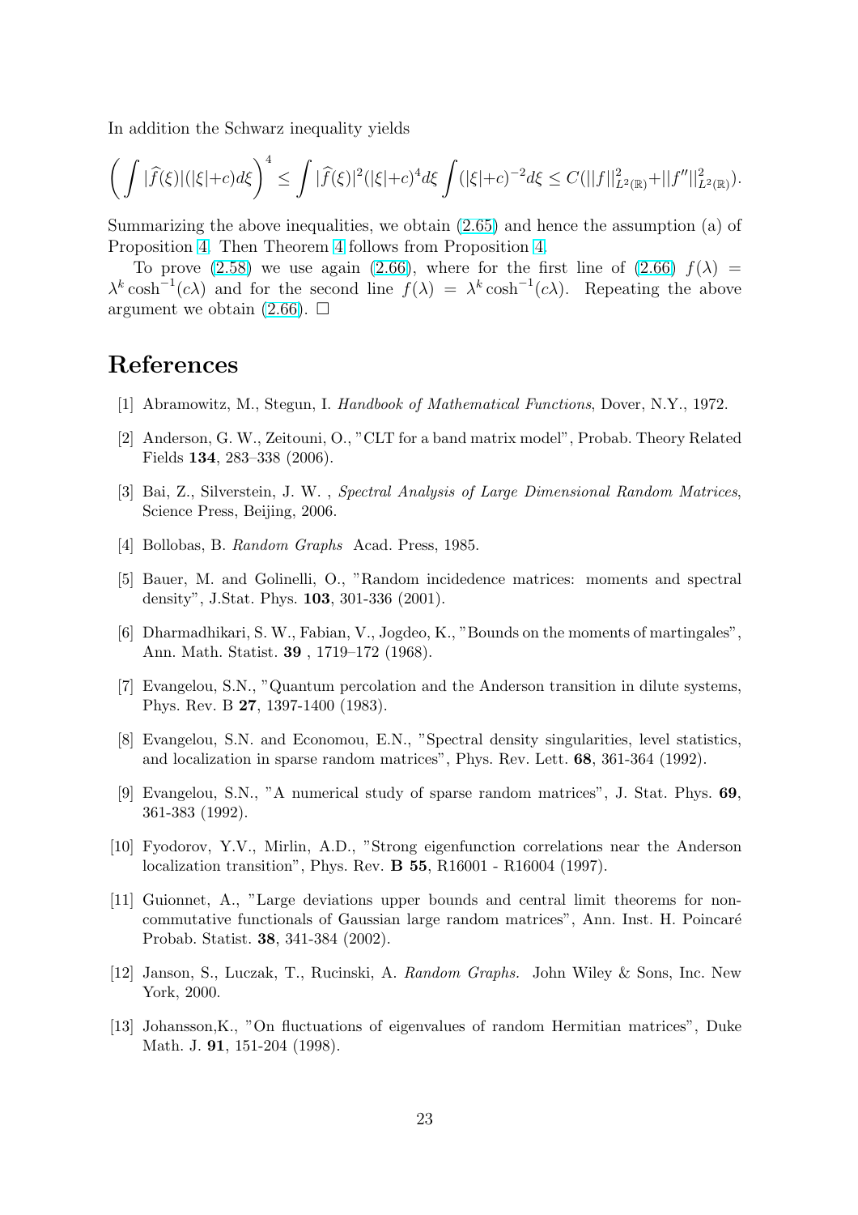In addition the Schwarz inequality yields

$$\left( \int |\widehat{f}(\xi)|(|\xi|+c)d\xi \right)^4 \leq \int |\widehat{f}(\xi)|^2(|\xi|+c)^4 d\xi \int (|\xi|+c)^{-2}d\xi \leq C(||f||^2_{L^2(\mathbb{R})}+||f''||^2_{L^2(\mathbb{R})}).$$

Summarizing the above inequalities, we obtain (2.65) and hence the assumption (a) of Proposition 4. Then Theorem 4 follows from Proposition 4.

To prove (2.58) we use again (2.66), where for the first line of (2.66) $f(\lambda) = \lambda^k \cosh^{-1}(c\lambda)$ and for the second line $f(\lambda) = \lambda^k \cosh^{-1}(c\lambda)$. Repeating the above argument we obtain (2.66). $\square$

# References

[1] Abramowitz, M., Stegun, I. *Handbook of Mathematical Functions*, Dover, N.Y., 1972.

[2] Anderson, G. W., Zeitouni, O., "CLT for a band matrix model", Probab. Theory Related Fields **134**, 283–338 (2006).

[3] Bai, Z., Silverstein, J. W. , *Spectral Analysis of Large Dimensional Random Matrices*, Science Press, Beijing, 2006.

[4] Bollobas, B. *Random Graphs* Acad. Press, 1985.

[5] Bauer, M. and Golinelli, O., "Random incidedence matrices: moments and spectral density", J.Stat. Phys. **103**, 301-336 (2001).

[6] Dharmadhikari, S. W., Fabian, V., Jogdeo, K., "Bounds on the moments of martingales", Ann. Math. Statist. **39** , 1719–172 (1968).

[7] Evangelou, S.N., "Quantum percolation and the Anderson transition in dilute systems, Phys. Rev. B **27**, 1397-1400 (1983).

[8] Evangelou, S.N. and Economou, E.N., "Spectral density singularities, level statistics, and localization in sparse random matrices", Phys. Rev. Lett. **68**, 361-364 (1992).

[9] Evangelou, S.N., "A numerical study of sparse random matrices", J. Stat. Phys. **69**, 361-383 (1992).

[10] Fyodorov, Y.V., Mirlin, A.D., "Strong eigenfunction correlations near the Anderson localization transition", Phys. Rev. **B 55**, R16001 - R16004 (1997).

[11] Guionnet, A., "Large deviations upper bounds and central limit theorems for non-commutative functionals of Gaussian large random matrices", Ann. Inst. H. Poincaré Probab. Statist. **38**, 341-384 (2002).

[12] Janson, S., Luczak, T., Rucinski, A. *Random Graphs.* John Wiley & Sons, Inc. New York, 2000.

[13] Johansson,K., "On fluctuations of eigenvalues of random Hermitian matrices", Duke Math. J. **91**, 151-204 (1998).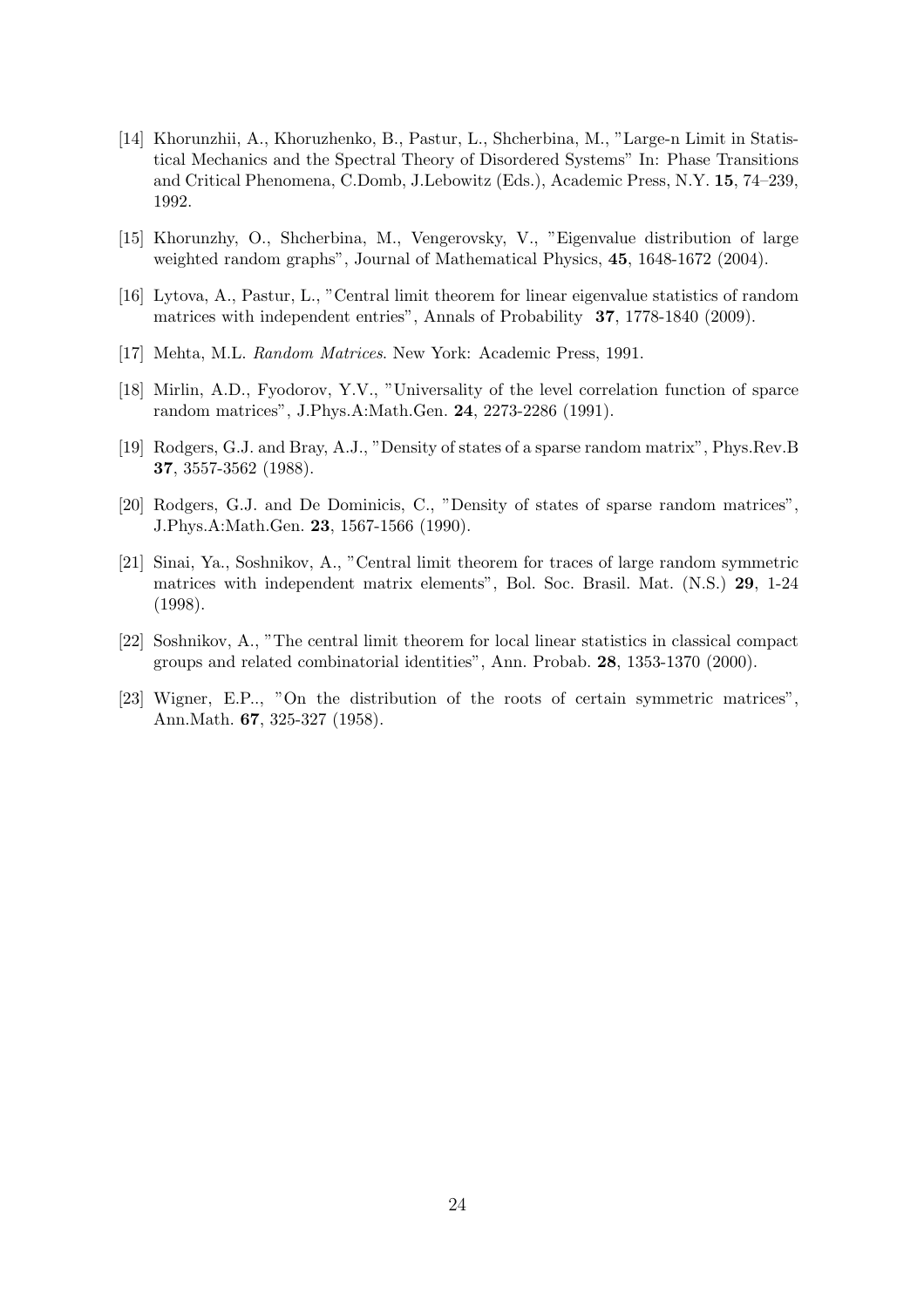[14] Khorunzhii, A., Khoruzhenko, B., Pastur, L., Shcherbina, M., "Large-n Limit in Statistical Mechanics and the Spectral Theory of Disordered Systems" In: Phase Transitions and Critical Phenomena, C.Domb, J.Lebowitz (Eds.), Academic Press, N.Y. **15**, 74–239, 1992.

[15] Khorunzhy, O., Shcherbina, M., Vengerovsky, V., "Eigenvalue distribution of large weighted random graphs", Journal of Mathematical Physics, **45**, 1648-1672 (2004).

[16] Lytova, A., Pastur, L., "Central limit theorem for linear eigenvalue statistics of random matrices with independent entries", Annals of Probability **37**, 1778-1840 (2009).

[17] Mehta, M.L. *Random Matrices*. New York: Academic Press, 1991.

[18] Mirlin, A.D., Fyodorov, Y.V., "Universality of the level correlation function of sparce random matrices", J.Phys.A:Math.Gen. **24**, 2273-2286 (1991).

[19] Rodgers, G.J. and Bray, A.J., "Density of states of a sparse random matrix", Phys.Rev.B **37**, 3557-3562 (1988).

[20] Rodgers, G.J. and De Dominicis, C., "Density of states of sparse random matrices", J.Phys.A:Math.Gen. **23**, 1567-1566 (1990).

[21] Sinai, Ya., Soshnikov, A., "Central limit theorem for traces of large random symmetric matrices with independent matrix elements", Bol. Soc. Brasil. Mat. (N.S.) **29**, 1-24 (1998).

[22] Soshnikov, A., "The central limit theorem for local linear statistics in classical compact groups and related combinatorial identities", Ann. Probab. **28**, 1353-1370 (2000).

[23] Wigner, E.P.., "On the distribution of the roots of certain symmetric matrices", Ann.Math. **67**, 325-327 (1958).